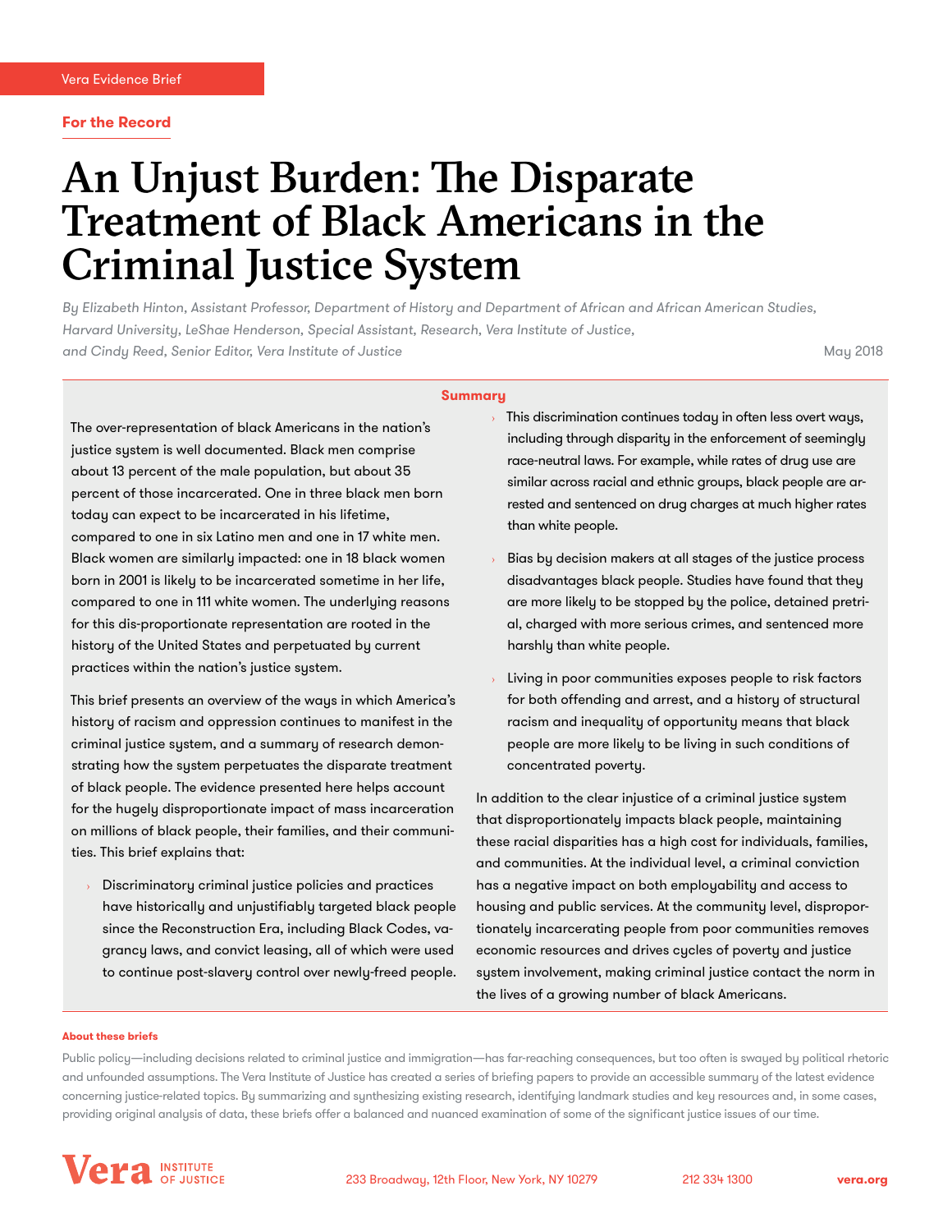Vera Evidence Brief

**For the Record**

# An Unjust Burden: The Disparate Treatment of Black Americans in the Criminal Justice System

*By Elizabeth Hinton, Assistant Professor, Department of History and Department of African and African American Studies, Harvard University, LeShae Henderson, Special Assistant, Research, Vera Institute of Justice, and Cindy Reed, Senior Editor, Vera Institute of Justice*

May 2018

## Summary

The over-representation of black Americans in the nation's justice system is well documented. Black men comprise about 13 percent of the male population, but about 35 percent of those incarcerated. One in three black men born today can expect to be incarcerated in his lifetime, compared to one in six Latino men and one in 17 white men. Black women are similarly impacted: one in 18 black women born in 2001 is likely to be incarcerated sometime in her life, compared to one in 111 white women. The underlying reasons for this dis-proportionate representation are rooted in the history of the United States and perpetuated by current practices within the nation's justice system.

This brief presents an overview of the ways in which America's history of racism and oppression continues to manifest in the criminal justice system, and a summary of research demonstrating how the system perpetuates the disparate treatment of black people. The evidence presented here helps account for the hugely disproportionate impact of mass incarceration on millions of black people, their families, and their communities. This brief explains that:

- Discriminatory criminal justice policies and practices have historically and unjustifiably targeted black people since the Reconstruction Era, including Black Codes, vagrancy laws, and convict leasing, all of which were used to continue post-slavery control over newly-freed people.
- This discrimination continues today in often less overt ways, including through disparity in the enforcement of seemingly race-neutral laws. For example, while rates of drug use are similar across racial and ethnic groups, black people are arrested and sentenced on drug charges at much higher rates than white people.
- Bias by decision makers at all stages of the justice process disadvantages black people. Studies have found that they are more likely to be stopped by the police, detained pretrial, charged with more serious crimes, and sentenced more harshly than white people.
- Living in poor communities exposes people to risk factors for both offending and arrest, and a history of structural racism and inequality of opportunity means that black people are more likely to be living in such conditions of concentrated poverty.

In addition to the clear injustice of a criminal justice system that disproportionately impacts black people, maintaining these racial disparities has a high cost for individuals, families, and communities. At the individual level, a criminal conviction has a negative impact on both employability and access to housing and public services. At the community level, disproportionately incarcerating people from poor communities removes economic resources and drives cycles of poverty and justice system involvement, making criminal justice contact the norm in the lives of a growing number of black Americans.

**About these briefs**

Public policy—including decisions related to criminal justice and immigration—has far-reaching consequences, but too often is swayed by political rhetoric and unfounded assumptions. The Vera Institute of Justice has created a series of briefing papers to provide an accessible summary of the latest evidence concerning justice-related topics. By summarizing and synthesizing existing research, identifying landmark studies and key resources and, in some cases, providing original analysis of data, these briefs offer a balanced and nuanced examination of some of the significant justice issues of our time.

Vera Institute of Justice | 233 Broadway, 12th Floor, New York, NY 10279 | 212 334 1300 | vera.org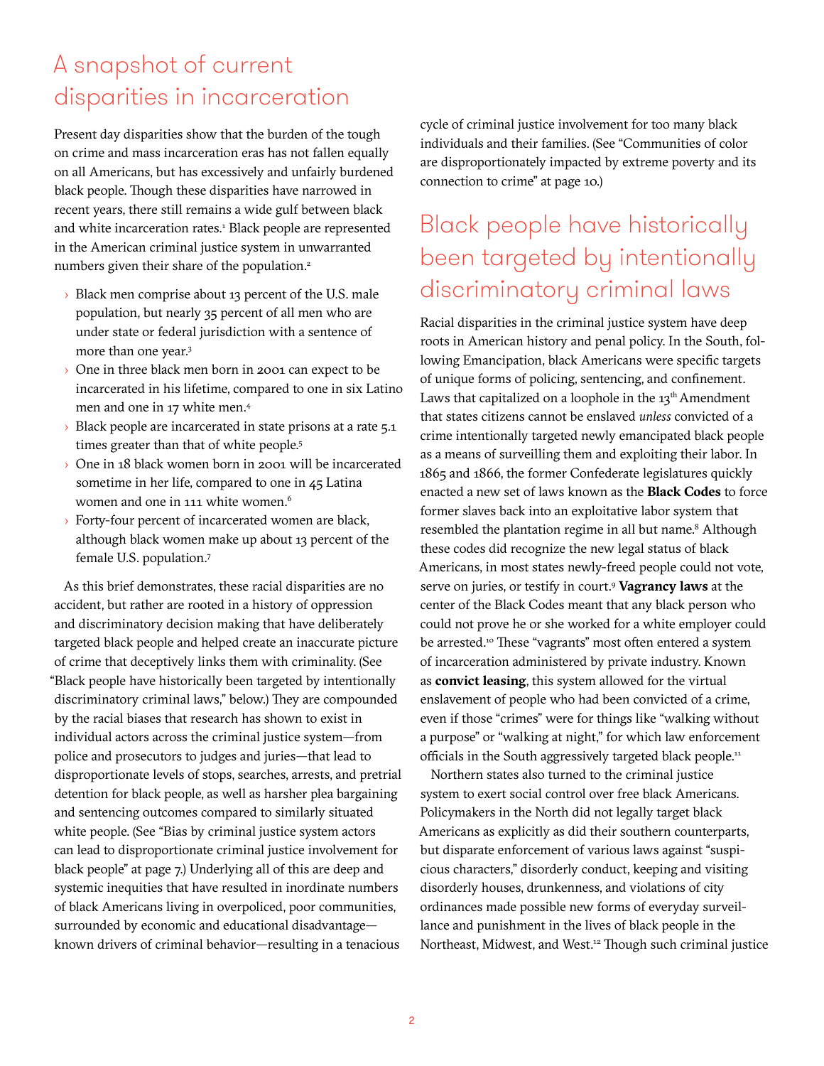## A snapshot of current disparities in incarceration

Present day disparities show that the burden of the tough on crime and mass incarceration eras has not fallen equally on all Americans, but has excessively and unfairly burdened black people. Though these disparities have narrowed in recent years, there still remains a wide gulf between black and white incarceration rates.[1] Black people are represented in the American criminal justice system in unwarranted numbers given their share of the population.[2]

- Black men comprise about 13 percent of the U.S. male population, but nearly 35 percent of all men who are under state or federal jurisdiction with a sentence of more than one year.[3]
- One in three black men born in 2001 can expect to be incarcerated in his lifetime, compared to one in six Latino men and one in 17 white men.[4]
- Black people are incarcerated in state prisons at a rate 5.1 times greater than that of white people.[5]
- One in 18 black women born in 2001 will be incarcerated sometime in her life, compared to one in 45 Latina women and one in 111 white women.[6]
- Forty-four percent of incarcerated women are black, although black women make up about 13 percent of the female U.S. population.[7]

As this brief demonstrates, these racial disparities are no accident, but rather are rooted in a history of oppression and discriminatory decision making that have deliberately targeted black people and helped create an inaccurate picture of crime that deceptively links them with criminality. (See "Black people have historically been targeted by intentionally discriminatory criminal laws," below.) They are compounded by the racial biases that research has shown to exist in individual actors across the criminal justice system—from police and prosecutors to judges and juries—that lead to disproportionate levels of stops, searches, arrests, and pretrial detention for black people, as well as harsher plea bargaining and sentencing outcomes compared to similarly situated white people. (See "Bias by criminal justice system actors can lead to disproportionate criminal justice involvement for black people" at page 7.) Underlying all of this are deep and systemic inequities that have resulted in inordinate numbers of black Americans living in overpoliced, poor communities, surrounded by economic and educational disadvantage—known drivers of criminal behavior—resulting in a tenacious cycle of criminal justice involvement for too many black individuals and their families. (See "Communities of color are disproportionately impacted by extreme poverty and its connection to crime" at page 10.)

## Black people have historically been targeted by intentionally discriminatory criminal laws

Racial disparities in the criminal justice system have deep roots in American history and penal policy. In the South, following Emancipation, black Americans were specific targets of unique forms of policing, sentencing, and confinement. Laws that capitalized on a loophole in the 13th Amendment that states citizens cannot be enslaved *unless* convicted of a crime intentionally targeted newly emancipated black people as a means of surveilling them and exploiting their labor. In 1865 and 1866, the former Confederate legislatures quickly enacted a new set of laws known as the **Black Codes** to force former slaves back into an exploitative labor system that resembled the plantation regime in all but name.[8] Although these codes did recognize the new legal status of black Americans, in most states newly-freed people could not vote, serve on juries, or testify in court.[9] **Vagrancy laws** at the center of the Black Codes meant that any black person who could not prove he or she worked for a white employer could be arrested.[10] These "vagrants" most often entered a system of incarceration administered by private industry. Known as **convict leasing**, this system allowed for the virtual enslavement of people who had been convicted of a crime, even if those "crimes" were for things like "walking without a purpose" or "walking at night," for which law enforcement officials in the South aggressively targeted black people.[11]

Northern states also turned to the criminal justice system to exert social control over free black Americans. Policymakers in the North did not legally target black Americans as explicitly as did their southern counterparts, but disparate enforcement of various laws against "suspicious characters," disorderly conduct, keeping and visiting disorderly houses, drunkenness, and violations of city ordinances made possible new forms of everyday surveillance and punishment in the lives of black people in the Northeast, Midwest, and West.[12] Though such criminal justice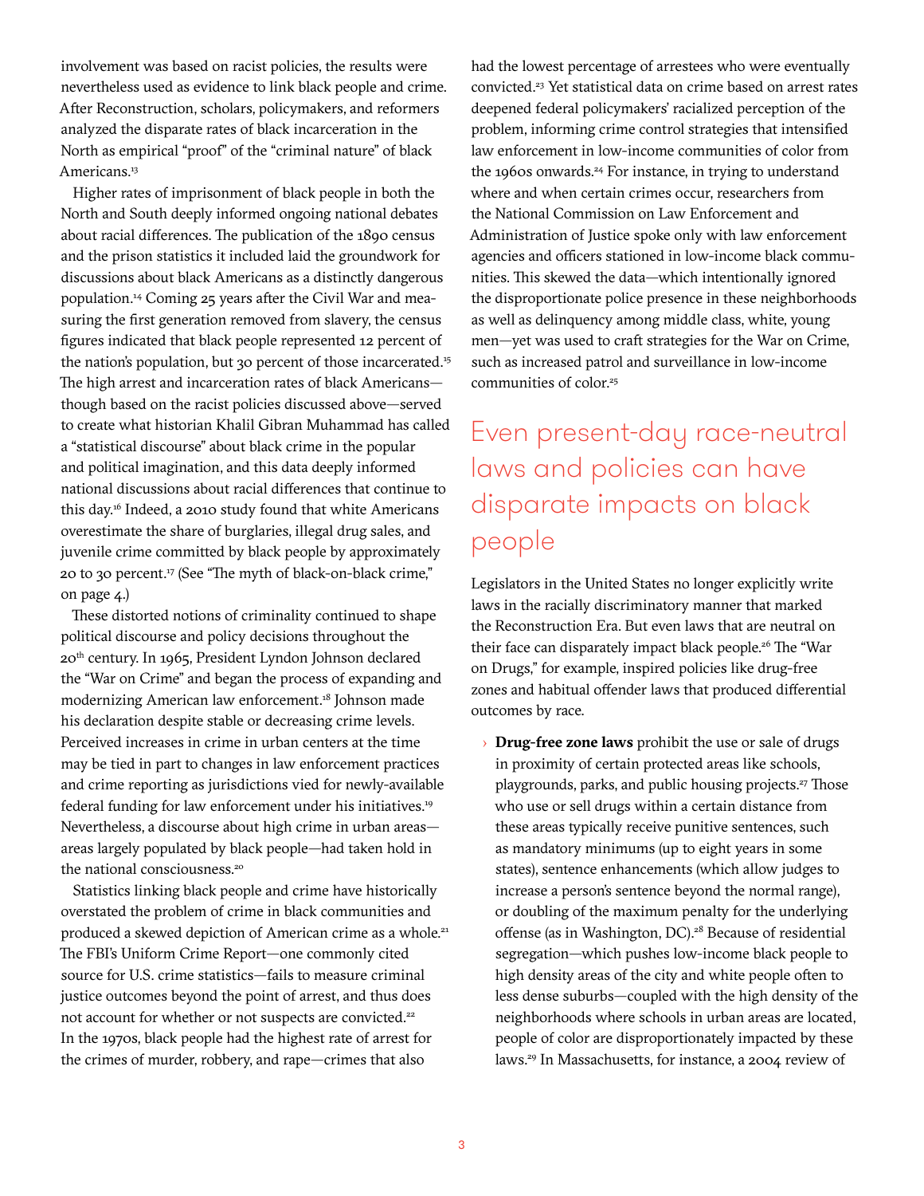involvement was based on racist policies, the results were nevertheless used as evidence to link black people and crime. After Reconstruction, scholars, policymakers, and reformers analyzed the disparate rates of black incarceration in the North as empirical "proof" of the "criminal nature" of black Americans.[13]

Higher rates of imprisonment of black people in both the North and South deeply informed ongoing national debates about racial differences. The publication of the 1890 census and the prison statistics it included laid the groundwork for discussions about black Americans as a distinctly dangerous population.[14] Coming 25 years after the Civil War and measuring the first generation removed from slavery, the census figures indicated that black people represented 12 percent of the nation's population, but 30 percent of those incarcerated.[15] The high arrest and incarceration rates of black Americans—though based on the racist policies discussed above—served to create what historian Khalil Gibran Muhammad has called a "statistical discourse" about black crime in the popular and political imagination, and this data deeply informed national discussions about racial differences that continue to this day.[16] Indeed, a 2010 study found that white Americans overestimate the share of burglaries, illegal drug sales, and juvenile crime committed by black people by approximately 20 to 30 percent.[17] (See "The myth of black-on-black crime," on page 4.)

These distorted notions of criminality continued to shape political discourse and policy decisions throughout the 20th century. In 1965, President Lyndon Johnson declared the "War on Crime" and began the process of expanding and modernizing American law enforcement.[18] Johnson made his declaration despite stable or decreasing crime levels. Perceived increases in crime in urban centers at the time may be tied in part to changes in law enforcement practices and crime reporting as jurisdictions vied for newly-available federal funding for law enforcement under his initiatives.[19] Nevertheless, a discourse about high crime in urban areas—areas largely populated by black people—had taken hold in the national consciousness.[20]

Statistics linking black people and crime have historically overstated the problem of crime in black communities and produced a skewed depiction of American crime as a whole.[21] The FBI's Uniform Crime Report—one commonly cited source for U.S. crime statistics—fails to measure criminal justice outcomes beyond the point of arrest, and thus does not account for whether or not suspects are convicted.[22] In the 1970s, black people had the highest rate of arrest for the crimes of murder, robbery, and rape—crimes that also had the lowest percentage of arrestees who were eventually convicted.[23] Yet statistical data on crime based on arrest rates deepened federal policymakers' racialized perception of the problem, informing crime control strategies that intensified law enforcement in low-income communities of color from the 1960s onwards.[24] For instance, in trying to understand where and when certain crimes occur, researchers from the National Commission on Law Enforcement and Administration of Justice spoke only with law enforcement agencies and officers stationed in low-income black communities. This skewed the data—which intentionally ignored the disproportionate police presence in these neighborhoods as well as delinquency among middle class, white, young men—yet was used to craft strategies for the War on Crime, such as increased patrol and surveillance in low-income communities of color.[25]

## Even present-day race-neutral laws and policies can have disparate impacts on black people

Legislators in the United States no longer explicitly write laws in the racially discriminatory manner that marked the Reconstruction Era. But even laws that are neutral on their face can disparately impact black people.[26] The "War on Drugs," for example, inspired policies like drug-free zones and habitual offender laws that produced differential outcomes by race.

- **Drug-free zone laws** prohibit the use or sale of drugs in proximity of certain protected areas like schools, playgrounds, parks, and public housing projects.[27] Those who use or sell drugs within a certain distance from these areas typically receive punitive sentences, such as mandatory minimums (up to eight years in some states), sentence enhancements (which allow judges to increase a person's sentence beyond the normal range), or doubling of the maximum penalty for the underlying offense (as in Washington, DC).[28] Because of residential segregation—which pushes low-income black people to high density areas of the city and white people often to less dense suburbs—coupled with the high density of the neighborhoods where schools in urban areas are located, people of color are disproportionately impacted by these laws.[29] In Massachusetts, for instance, a 2004 review of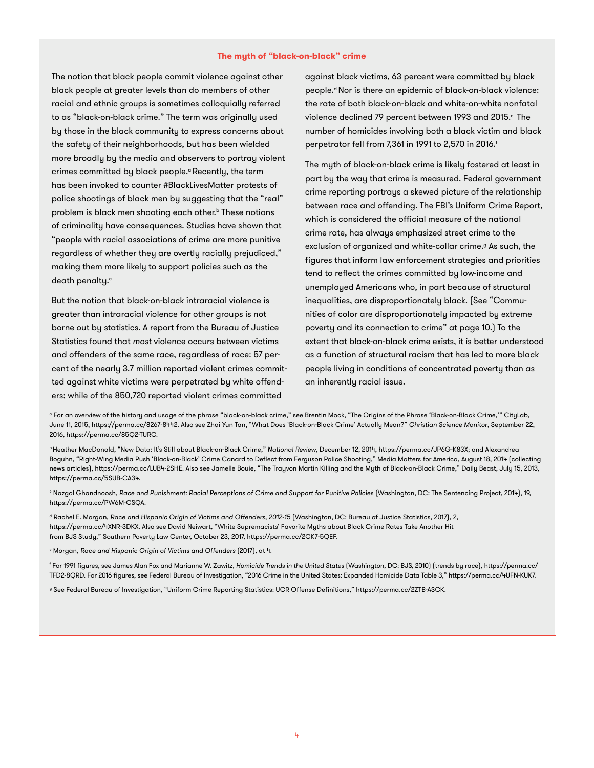## The myth of "black-on-black" crime

The notion that black people commit violence against other black people at greater levels than do members of other racial and ethnic groups is sometimes colloquially referred to as "black-on-black crime." The term was originally used by those in the black community to express concerns about the safety of their neighborhoods, but has been wielded more broadly by the media and observers to portray violent crimes committed by black people.[a] Recently, the term has been invoked to counter #BlackLivesMatter protests of police shootings of black men by suggesting that the "real" problem is black men shooting each other.[b] These notions of criminality have consequences. Studies have shown that "people with racial associations of crime are more punitive regardless of whether they are overtly racially prejudiced," making them more likely to support policies such as the death penalty.[c]

But the notion that black-on-black intraracial violence is greater than intraracial violence for other groups is not borne out by statistics. A report from the Bureau of Justice Statistics found that *most* violence occurs between victims and offenders of the same race, regardless of race: 57 percent of the nearly 3.7 million reported violent crimes committed against white victims were perpetrated by white offenders; while of the 850,720 reported violent crimes committed against black victims, 63 percent were committed by black people.[d] Nor is there an epidemic of black-on-black violence: the rate of both black-on-black and white-on-white nonfatal violence declined 79 percent between 1993 and 2015.[e] The number of homicides involving both a black victim and black perpetrator fell from 7,361 in 1991 to 2,570 in 2016.[f]

The myth of black-on-black crime is likely fostered at least in part by the way that crime is measured. Federal government crime reporting portrays a skewed picture of the relationship between race and offending. The FBI's Uniform Crime Report, which is considered the official measure of the national crime rate, has always emphasized street crime to the exclusion of organized and white-collar crime.[g] As such, the figures that inform law enforcement strategies and priorities tend to reflect the crimes committed by low-income and unemployed Americans who, in part because of structural inequalities, are disproportionately black. (See "Communities of color are disproportionately impacted by extreme poverty and its connection to crime" at page 10.) To the extent that black-on-black crime exists, it is better understood as a function of structural racism that has led to more black people living in conditions of concentrated poverty than as an inherently racial issue.

[a] For an overview of the history and usage of the phrase "black-on-black crime," see Brentin Mock, "The Origins of the Phrase 'Black-on-Black Crime,'" CityLab, June 11, 2015, https://perma.cc/8267-8442. Also see Zhai Yun Tan, "What Does 'Black-on-Black Crime' Actually Mean?" *Christian Science Monitor*, September 22, 2016, https://perma.cc/85Q2-TURC.

[b] Heather MacDonald, "New Data: It's Still about Black-on-Black Crime," *National Review*, December 12, 2014, https://perma.cc/JP6G-K83X; and Alexandrea Boguhn, "Right-Wing Media Push 'Black-on-Black' Crime Canard to Deflect from Ferguson Police Shooting," Media Matters for America, August 18, 2014 (collecting news articles), https://perma.cc/LUB4-2SHE. Also see Jamelle Bouie, "The Trayvon Martin Killing and the Myth of Black-on-Black Crime," Daily Beast, July 15, 2013, https://perma.cc/5SUB-CA34.

[c] Nazgol Ghandnoosh, *Race and Punishment: Racial Perceptions of Crime and Support for Punitive Policies* (Washington, DC: The Sentencing Project, 2014), 19, https://perma.cc/PW6M-CSQA.

[d] Rachel E. Morgan, *Race and Hispanic Origin of Victims and Offenders, 2012-15* (Washington, DC: Bureau of Justice Statistics, 2017), 2, https://perma.cc/4XNR-3DKX. Also see David Neiwart, "White Supremacists' Favorite Myths about Black Crime Rates Take Another Hit from BJS Study," Southern Poverty Law Center, October 23, 2017, https://perma.cc/2CK7-5QEF.

[e] Morgan, *Race and Hispanic Origin of Victims and Offenders* (2017), at 4.

[f] For 1991 figures, see James Alan Fox and Marianne W. Zawitz, *Homicide Trends in the United States* (Washington, DC: BJS, 2010) (trends by race), https://perma.cc/TFD2-8QRD. For 2016 figures, see Federal Bureau of Investigation, "2016 Crime in the United States: Expanded Homicide Data Table 3," https://perma.cc/4UFN-KUK7.

[g] See Federal Bureau of Investigation, "Uniform Crime Reporting Statistics: UCR Offense Definitions," https://perma.cc/2ZTB-ASCK.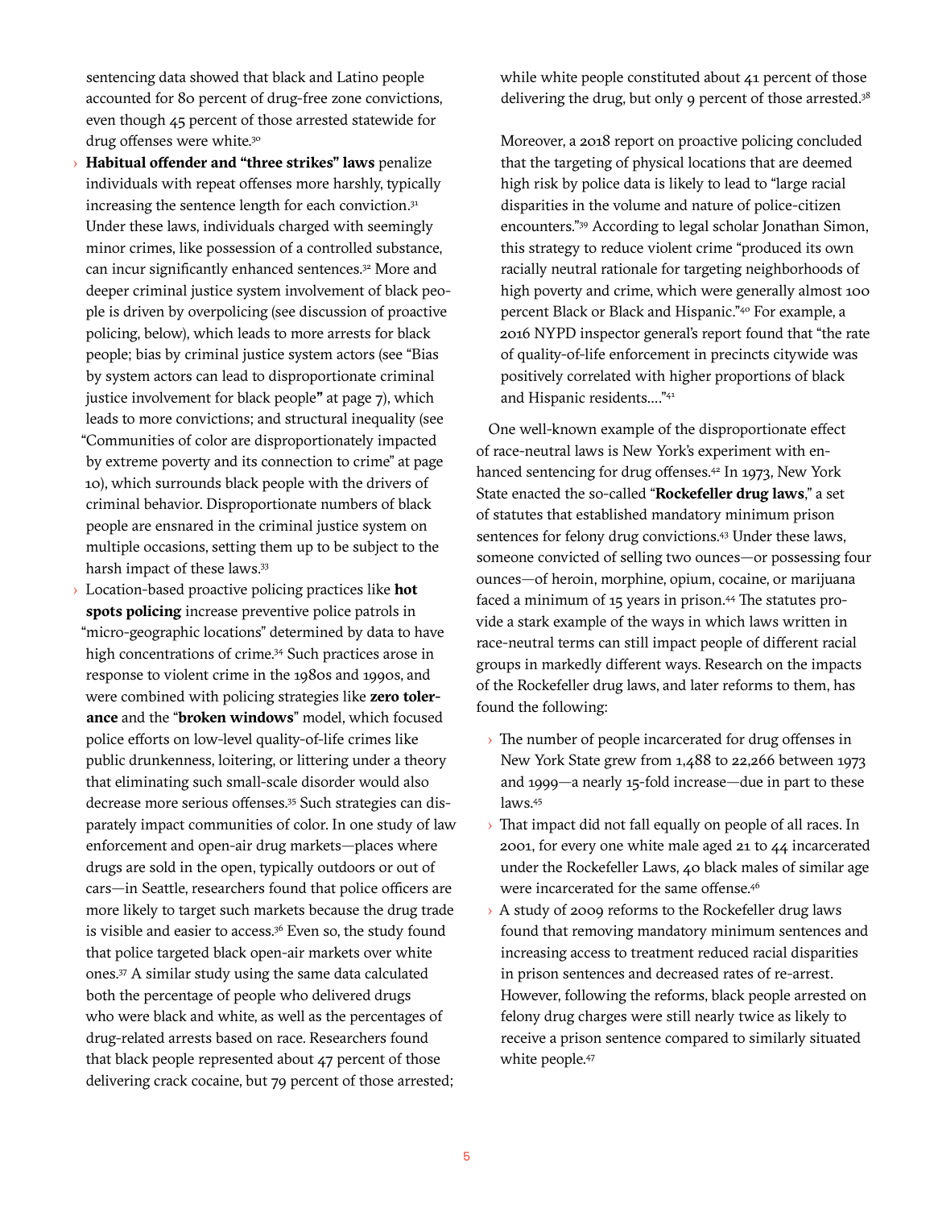sentencing data showed that black and Latino people accounted for 80 percent of drug-free zone convictions, even though 45 percent of those arrested statewide for drug offenses were white.[30]

- **Habitual offender and "three strikes" laws** penalize individuals with repeat offenses more harshly, typically increasing the sentence length for each conviction.[31] Under these laws, individuals charged with seemingly minor crimes, like possession of a controlled substance, can incur significantly enhanced sentences.[32] More and deeper criminal justice system involvement of black people is driven by overpolicing (see discussion of proactive policing, below), which leads to more arrests for black people; bias by criminal justice system actors (see "Bias by system actors can lead to disproportionate criminal justice involvement for black people**"** at page 7), which leads to more convictions; and structural inequality (see "Communities of color are disproportionately impacted by extreme poverty and its connection to crime" at page 10), which surrounds black people with the drivers of criminal behavior. Disproportionate numbers of black people are ensnared in the criminal justice system on multiple occasions, setting them up to be subject to the harsh impact of these laws.[33]
- Location-based proactive policing practices like **hot spots policing** increase preventive police patrols in "micro-geographic locations" determined by data to have high concentrations of crime.[34] Such practices arose in response to violent crime in the 1980s and 1990s, and were combined with policing strategies like **zero tolerance** and the "**broken windows**" model, which focused police efforts on low-level quality-of-life crimes like public drunkenness, loitering, or littering under a theory that eliminating such small-scale disorder would also decrease more serious offenses.[35] Such strategies can disparately impact communities of color. In one study of law enforcement and open-air drug markets—places where drugs are sold in the open, typically outdoors or out of cars—in Seattle, researchers found that police officers are more likely to target such markets because the drug trade is visible and easier to access.[36] Even so, the study found that police targeted black open-air markets over white ones.[37] A similar study using the same data calculated both the percentage of people who delivered drugs who were black and white, as well as the percentages of drug-related arrests based on race. Researchers found that black people represented about 47 percent of those delivering crack cocaine, but 79 percent of those arrested; while white people constituted about 41 percent of those delivering the drug, but only 9 percent of those arrested.[38]

  Moreover, a 2018 report on proactive policing concluded that the targeting of physical locations that are deemed high risk by police data is likely to lead to "large racial disparities in the volume and nature of police-citizen encounters."[39] According to legal scholar Jonathan Simon, this strategy to reduce violent crime "produced its own racially neutral rationale for targeting neighborhoods of high poverty and crime, which were generally almost 100 percent Black or Black and Hispanic."[40] For example, a 2016 NYPD inspector general's report found that "the rate of quality-of-life enforcement in precincts citywide was positively correlated with higher proportions of black and Hispanic residents...."[41]

One well-known example of the disproportionate effect of race-neutral laws is New York's experiment with enhanced sentencing for drug offenses.[42] In 1973, New York State enacted the so-called "**Rockefeller drug laws**," a set of statutes that established mandatory minimum prison sentences for felony drug convictions.[43] Under these laws, someone convicted of selling two ounces—or possessing four ounces—of heroin, morphine, opium, cocaine, or marijuana faced a minimum of 15 years in prison.[44] The statutes provide a stark example of the ways in which laws written in race-neutral terms can still impact people of different racial groups in markedly different ways. Research on the impacts of the Rockefeller drug laws, and later reforms to them, has found the following:

- The number of people incarcerated for drug offenses in New York State grew from 1,488 to 22,266 between 1973 and 1999—a nearly 15-fold increase—due in part to these laws.[45]
- That impact did not fall equally on people of all races. In 2001, for every one white male aged 21 to 44 incarcerated under the Rockefeller Laws, 40 black males of similar age were incarcerated for the same offense.[46]
- A study of 2009 reforms to the Rockefeller drug laws found that removing mandatory minimum sentences and increasing access to treatment reduced racial disparities in prison sentences and decreased rates of re-arrest. However, following the reforms, black people arrested on felony drug charges were still nearly twice as likely to receive a prison sentence compared to similarly situated white people.[47]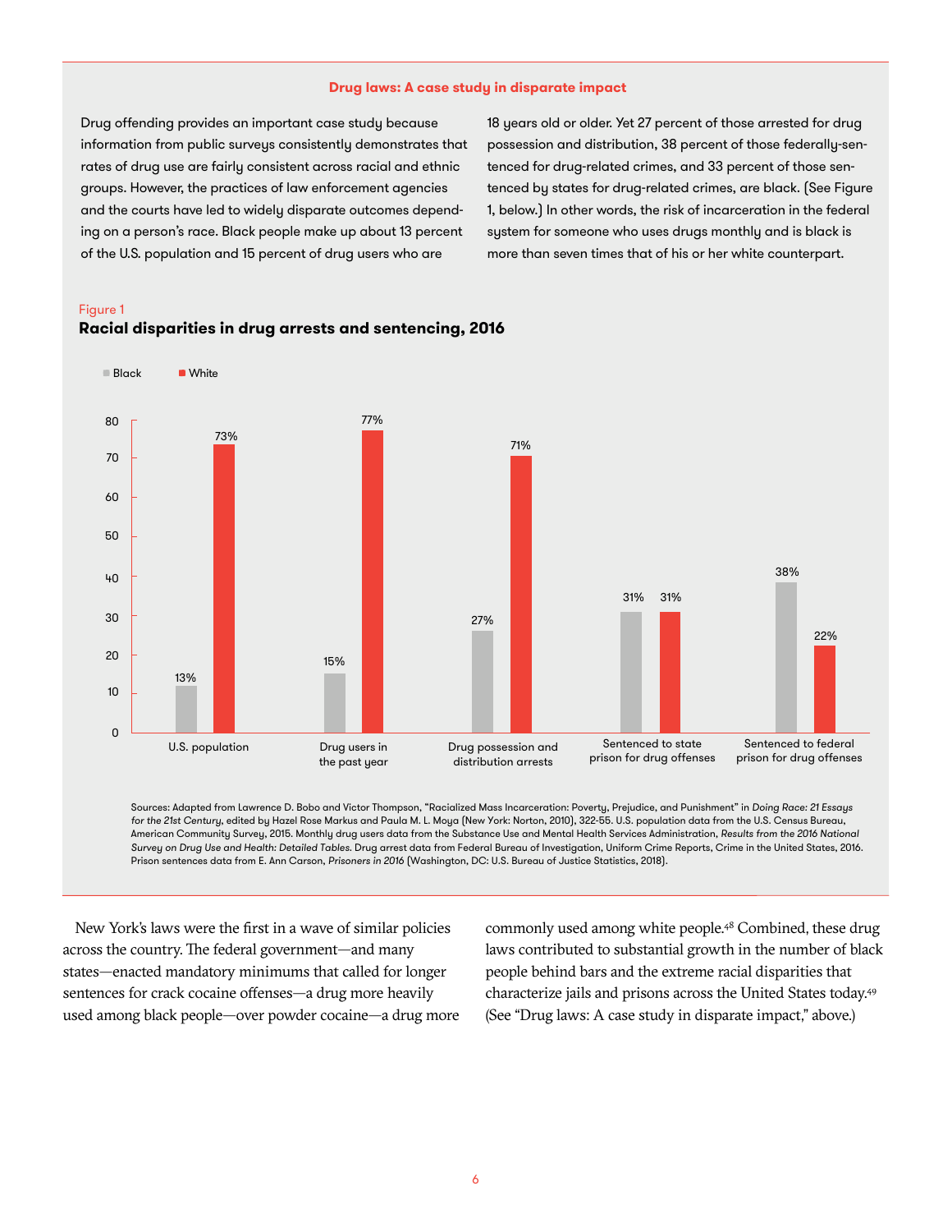### Drug laws: A case study in disparate impact

Drug offending provides an important case study because information from public surveys consistently demonstrates that rates of drug use are fairly consistent across racial and ethnic groups. However, the practices of law enforcement agencies and the courts have led to widely disparate outcomes depending on a person's race. Black people make up about 13 percent of the U.S. population and 15 percent of drug users who are 18 years old or older. Yet 27 percent of those arrested for drug possession and distribution, 38 percent of those federally-sentenced for drug-related crimes, and 33 percent of those sentenced by states for drug-related crimes, are black. (See Figure 1, below.) In other words, the risk of incarceration in the federal system for someone who uses drugs monthly and is black is more than seven times that of his or her white counterpart.

Figure 1

**Racial disparities in drug arrests and sentencing, 2016**

| | Black | White |
|---|---|---|
| U.S. population | 13% | 73% |
| Drug users in the past year | 15% | 77% |
| Drug possession and distribution arrests | 27% | 71% |
| Sentenced to state prison for drug offenses | 31% | 31% |
| Sentenced to federal prison for drug offenses | 38% | 22% |

Sources: Adapted from Lawrence D. Bobo and Victor Thompson, "Racialized Mass Incarceration: Poverty, Prejudice, and Punishment" in *Doing Race: 21 Essays for the 21st Century*, edited by Hazel Rose Markus and Paula M. L. Moya (New York: Norton, 2010), 322-55. U.S. population data from the U.S. Census Bureau, American Community Survey, 2015. Monthly drug users data from the Substance Use and Mental Health Services Administration, *Results from the 2016 National Survey on Drug Use and Health: Detailed Tables.* Drug arrest data from Federal Bureau of Investigation, Uniform Crime Reports, Crime in the United States, 2016. Prison sentences data from E. Ann Carson, *Prisoners in 2016* (Washington, DC: U.S. Bureau of Justice Statistics, 2018).

New York's laws were the first in a wave of similar policies across the country. The federal government—and many states—enacted mandatory minimums that called for longer sentences for crack cocaine offenses—a drug more heavily used among black people—over powder cocaine—a drug more commonly used among white people.[48] Combined, these drug laws contributed to substantial growth in the number of black people behind bars and the extreme racial disparities that characterize jails and prisons across the United States today.[49] (See "Drug laws: A case study in disparate impact," above.)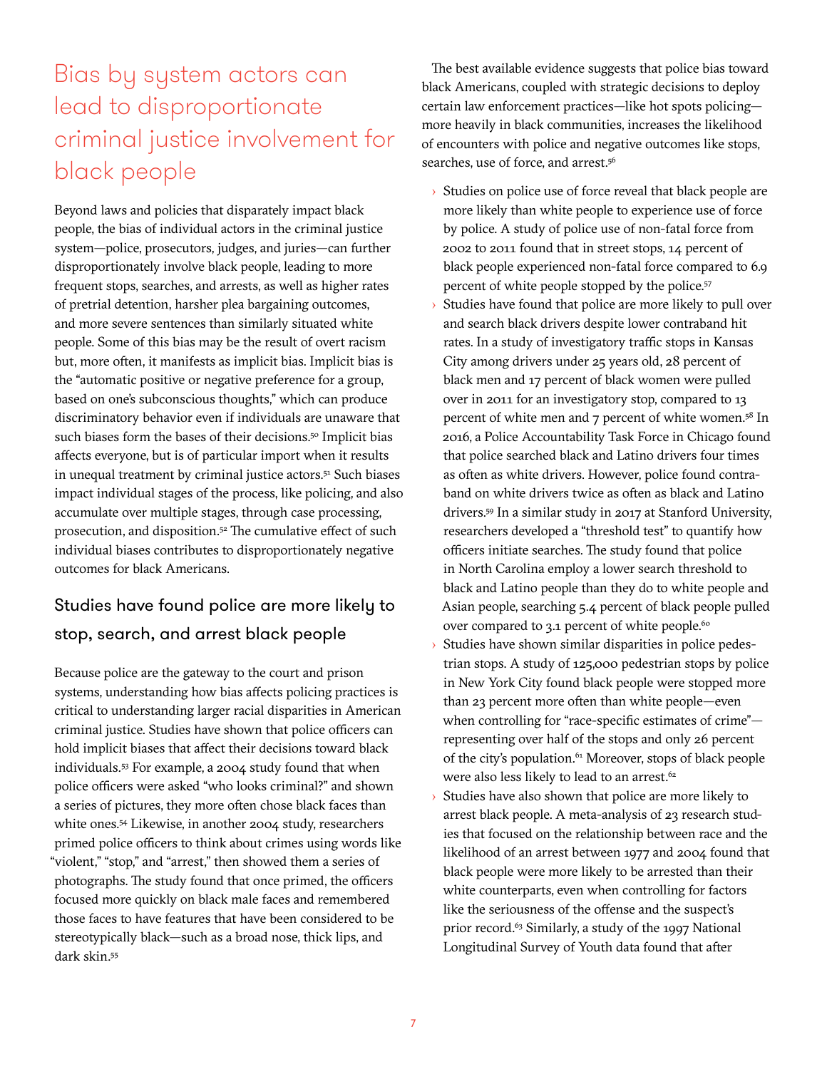# Bias by system actors can lead to disproportionate criminal justice involvement for black people

Beyond laws and policies that disparately impact black people, the bias of individual actors in the criminal justice system—police, prosecutors, judges, and juries—can further disproportionately involve black people, leading to more frequent stops, searches, and arrests, as well as higher rates of pretrial detention, harsher plea bargaining outcomes, and more severe sentences than similarly situated white people. Some of this bias may be the result of overt racism but, more often, it manifests as implicit bias. Implicit bias is the "automatic positive or negative preference for a group, based on one's subconscious thoughts," which can produce discriminatory behavior even if individuals are unaware that such biases form the bases of their decisions.[50] Implicit bias affects everyone, but is of particular import when it results in unequal treatment by criminal justice actors.[51] Such biases impact individual stages of the process, like policing, and also accumulate over multiple stages, through case processing, prosecution, and disposition.[52] The cumulative effect of such individual biases contributes to disproportionately negative outcomes for black Americans.

## Studies have found police are more likely to stop, search, and arrest black people

Because police are the gateway to the court and prison systems, understanding how bias affects policing practices is critical to understanding larger racial disparities in American criminal justice. Studies have shown that police officers can hold implicit biases that affect their decisions toward black individuals.[53] For example, a 2004 study found that when police officers were asked "who looks criminal?" and shown a series of pictures, they more often chose black faces than white ones.[54] Likewise, in another 2004 study, researchers primed police officers to think about crimes using words like "violent," "stop," and "arrest," then showed them a series of photographs. The study found that once primed, the officers focused more quickly on black male faces and remembered those faces to have features that have been considered to be stereotypically black—such as a broad nose, thick lips, and dark skin.[55]

The best available evidence suggests that police bias toward black Americans, coupled with strategic decisions to deploy certain law enforcement practices—like hot spots policing—more heavily in black communities, increases the likelihood of encounters with police and negative outcomes like stops, searches, use of force, and arrest.[56]

- Studies on police use of force reveal that black people are more likely than white people to experience use of force by police. A study of police use of non-fatal force from 2002 to 2011 found that in street stops, 14 percent of black people experienced non-fatal force compared to 6.9 percent of white people stopped by the police.[57]
- Studies have found that police are more likely to pull over and search black drivers despite lower contraband hit rates. In a study of investigatory traffic stops in Kansas City among drivers under 25 years old, 28 percent of black men and 17 percent of black women were pulled over in 2011 for an investigatory stop, compared to 13 percent of white men and 7 percent of white women.[58] In 2016, a Police Accountability Task Force in Chicago found that police searched black and Latino drivers four times as often as white drivers. However, police found contraband on white drivers twice as often as black and Latino drivers.[59] In a similar study in 2017 at Stanford University, researchers developed a "threshold test" to quantify how officers initiate searches. The study found that police in North Carolina employ a lower search threshold to black and Latino people than they do to white people and Asian people, searching 5.4 percent of black people pulled over compared to 3.1 percent of white people.[60]
- Studies have shown similar disparities in police pedestrian stops. A study of 125,000 pedestrian stops by police in New York City found black people were stopped more than 23 percent more often than white people—even when controlling for "race-specific estimates of crime"—representing over half of the stops and only 26 percent of the city's population.[61] Moreover, stops of black people were also less likely to lead to an arrest.[62]
- Studies have also shown that police are more likely to arrest black people. A meta-analysis of 23 research studies that focused on the relationship between race and the likelihood of an arrest between 1977 and 2004 found that black people were more likely to be arrested than their white counterparts, even when controlling for factors like the seriousness of the offense and the suspect's prior record.[63] Similarly, a study of the 1997 National Longitudinal Survey of Youth data found that after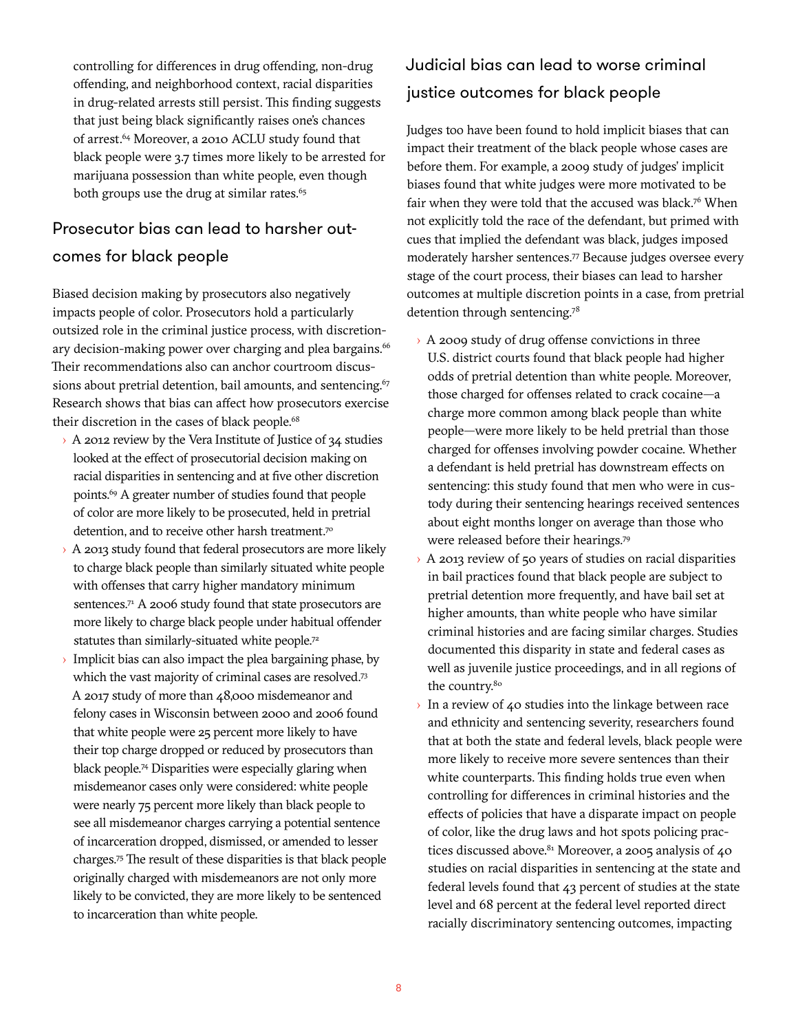controlling for differences in drug offending, non-drug offending, and neighborhood context, racial disparities in drug-related arrests still persist. This finding suggests that just being black significantly raises one's chances of arrest.[64] Moreover, a 2010 ACLU study found that black people were 3.7 times more likely to be arrested for marijuana possession than white people, even though both groups use the drug at similar rates.[65]

## Prosecutor bias can lead to harsher outcomes for black people

Biased decision making by prosecutors also negatively impacts people of color. Prosecutors hold a particularly outsized role in the criminal justice process, with discretionary decision-making power over charging and plea bargains.[66] Their recommendations also can anchor courtroom discussions about pretrial detention, bail amounts, and sentencing.[67] Research shows that bias can affect how prosecutors exercise their discretion in the cases of black people.[68]

- A 2012 review by the Vera Institute of Justice of 34 studies looked at the effect of prosecutorial decision making on racial disparities in sentencing and at five other discretion points.[69] A greater number of studies found that people of color are more likely to be prosecuted, held in pretrial detention, and to receive other harsh treatment.[70]
- A 2013 study found that federal prosecutors are more likely to charge black people than similarly situated white people with offenses that carry higher mandatory minimum sentences.[71] A 2006 study found that state prosecutors are more likely to charge black people under habitual offender statutes than similarly-situated white people.[72]
- Implicit bias can also impact the plea bargaining phase, by which the vast majority of criminal cases are resolved.[73] A 2017 study of more than 48,000 misdemeanor and felony cases in Wisconsin between 2000 and 2006 found that white people were 25 percent more likely to have their top charge dropped or reduced by prosecutors than black people.[74] Disparities were especially glaring when misdemeanor cases only were considered: white people were nearly 75 percent more likely than black people to see all misdemeanor charges carrying a potential sentence of incarceration dropped, dismissed, or amended to lesser charges.[75] The result of these disparities is that black people originally charged with misdemeanors are not only more likely to be convicted, they are more likely to be sentenced to incarceration than white people.

## Judicial bias can lead to worse criminal justice outcomes for black people

Judges too have been found to hold implicit biases that can impact their treatment of the black people whose cases are before them. For example, a 2009 study of judges' implicit biases found that white judges were more motivated to be fair when they were told that the accused was black.[76] When not explicitly told the race of the defendant, but primed with cues that implied the defendant was black, judges imposed moderately harsher sentences.[77] Because judges oversee every stage of the court process, their biases can lead to harsher outcomes at multiple discretion points in a case, from pretrial detention through sentencing.[78]

- A 2009 study of drug offense convictions in three U.S. district courts found that black people had higher odds of pretrial detention than white people. Moreover, those charged for offenses related to crack cocaine—a charge more common among black people than white people—were more likely to be held pretrial than those charged for offenses involving powder cocaine. Whether a defendant is held pretrial has downstream effects on sentencing: this study found that men who were in custody during their sentencing hearings received sentences about eight months longer on average than those who were released before their hearings.[79]
- A 2013 review of 50 years of studies on racial disparities in bail practices found that black people are subject to pretrial detention more frequently, and have bail set at higher amounts, than white people who have similar criminal histories and are facing similar charges. Studies documented this disparity in state and federal cases as well as juvenile justice proceedings, and in all regions of the country.[80]
- In a review of 40 studies into the linkage between race and ethnicity and sentencing severity, researchers found that at both the state and federal levels, black people were more likely to receive more severe sentences than their white counterparts. This finding holds true even when controlling for differences in criminal histories and the effects of policies that have a disparate impact on people of color, like the drug laws and hot spots policing practices discussed above.[81] Moreover, a 2005 analysis of 40 studies on racial disparities in sentencing at the state and federal levels found that 43 percent of studies at the state level and 68 percent at the federal level reported direct racially discriminatory sentencing outcomes, impacting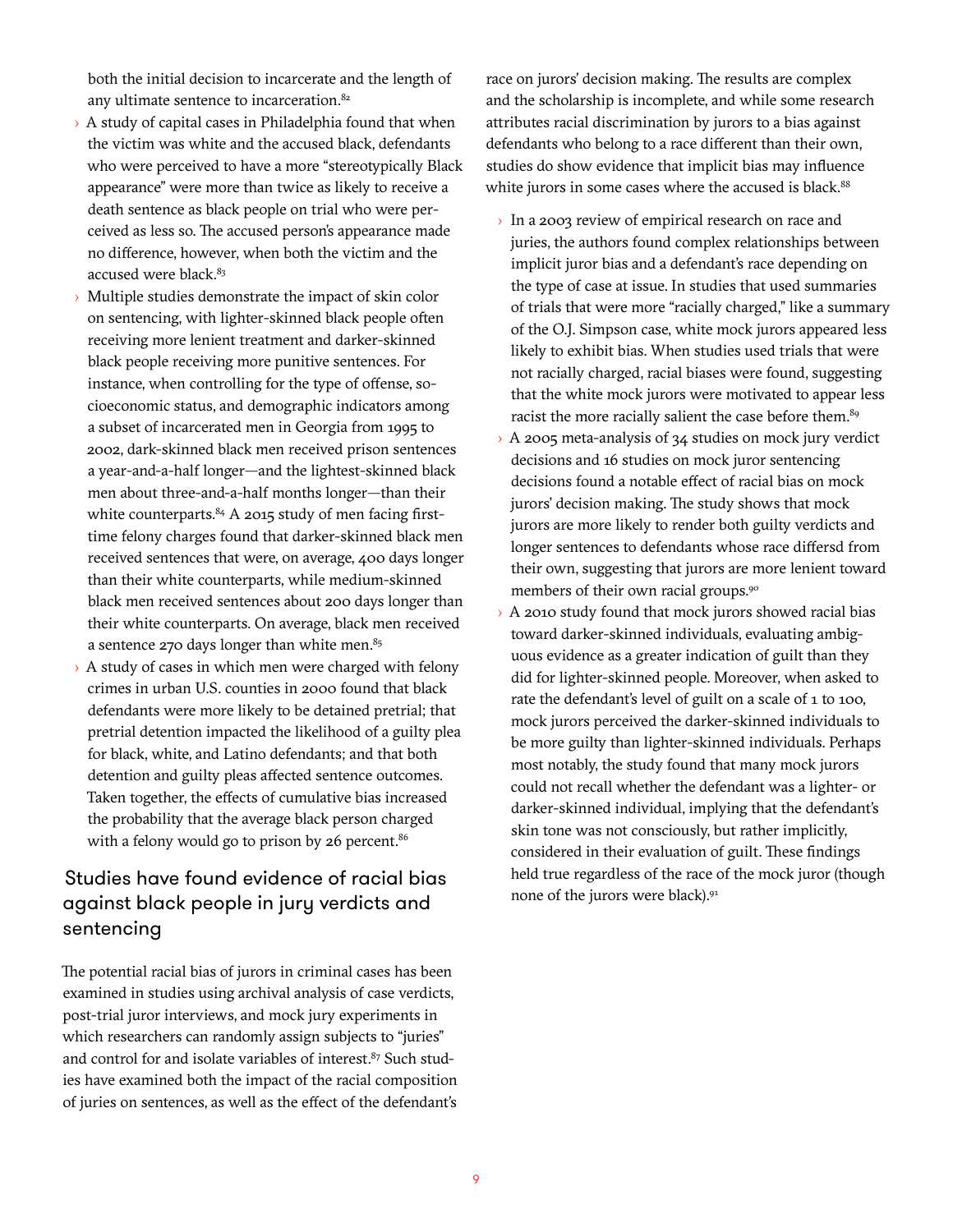both the initial decision to incarcerate and the length of any ultimate sentence to incarceration.[82]

- A study of capital cases in Philadelphia found that when the victim was white and the accused black, defendants who were perceived to have a more "stereotypically Black appearance" were more than twice as likely to receive a death sentence as black people on trial who were perceived as less so. The accused person's appearance made no difference, however, when both the victim and the accused were black.[83]
- Multiple studies demonstrate the impact of skin color on sentencing, with lighter-skinned black people often receiving more lenient treatment and darker-skinned black people receiving more punitive sentences. For instance, when controlling for the type of offense, socioeconomic status, and demographic indicators among a subset of incarcerated men in Georgia from 1995 to 2002, dark-skinned black men received prison sentences a year-and-a-half longer—and the lightest-skinned black men about three-and-a-half months longer—than their white counterparts.[84] A 2015 study of men facing first-time felony charges found that darker-skinned black men received sentences that were, on average, 400 days longer than their white counterparts, while medium-skinned black men received sentences about 200 days longer than their white counterparts. On average, black men received a sentence 270 days longer than white men.[85]
- A study of cases in which men were charged with felony crimes in urban U.S. counties in 2000 found that black defendants were more likely to be detained pretrial; that pretrial detention impacted the likelihood of a guilty plea for black, white, and Latino defendants; and that both detention and guilty pleas affected sentence outcomes. Taken together, the effects of cumulative bias increased the probability that the average black person charged with a felony would go to prison by 26 percent.[86]

## Studies have found evidence of racial bias against black people in jury verdicts and sentencing

The potential racial bias of jurors in criminal cases has been examined in studies using archival analysis of case verdicts, post-trial juror interviews, and mock jury experiments in which researchers can randomly assign subjects to "juries" and control for and isolate variables of interest.[87] Such studies have examined both the impact of the racial composition of juries on sentences, as well as the effect of the defendant's race on jurors' decision making. The results are complex and the scholarship is incomplete, and while some research attributes racial discrimination by jurors to a bias against defendants who belong to a race different than their own, studies do show evidence that implicit bias may influence white jurors in some cases where the accused is black.[88]

- In a 2003 review of empirical research on race and juries, the authors found complex relationships between implicit juror bias and a defendant's race depending on the type of case at issue. In studies that used summaries of trials that were more "racially charged," like a summary of the O.J. Simpson case, white mock jurors appeared less likely to exhibit bias. When studies used trials that were not racially charged, racial biases were found, suggesting that the white mock jurors were motivated to appear less racist the more racially salient the case before them.[89]
- A 2005 meta-analysis of 34 studies on mock jury verdict decisions and 16 studies on mock juror sentencing decisions found a notable effect of racial bias on mock jurors' decision making. The study shows that mock jurors are more likely to render both guilty verdicts and longer sentences to defendants whose race differsd from their own, suggesting that jurors are more lenient toward members of their own racial groups.[90]
- A 2010 study found that mock jurors showed racial bias toward darker-skinned individuals, evaluating ambiguous evidence as a greater indication of guilt than they did for lighter-skinned people. Moreover, when asked to rate the defendant's level of guilt on a scale of 1 to 100, mock jurors perceived the darker-skinned individuals to be more guilty than lighter-skinned individuals. Perhaps most notably, the study found that many mock jurors could not recall whether the defendant was a lighter- or darker-skinned individual, implying that the defendant's skin tone was not consciously, but rather implicitly, considered in their evaluation of guilt. These findings held true regardless of the race of the mock juror (though none of the jurors were black).[91]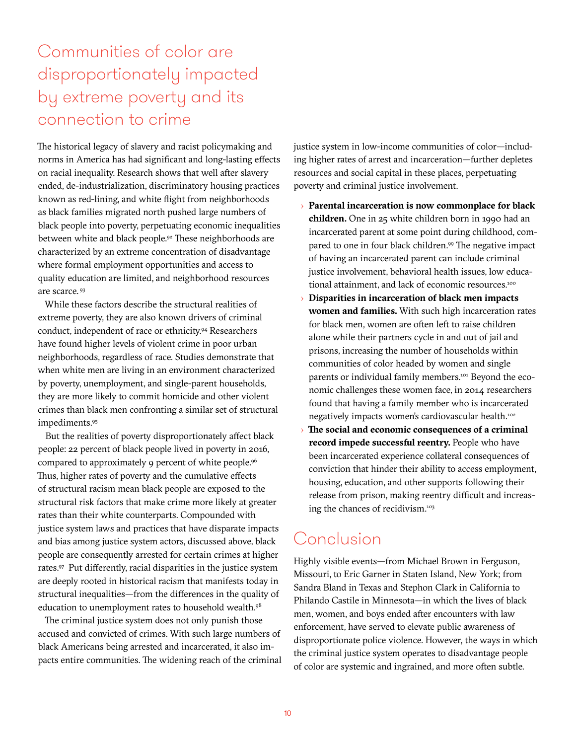## Communities of color are disproportionately impacted by extreme poverty and its connection to crime

The historical legacy of slavery and racist policymaking and norms in America has had significant and long-lasting effects on racial inequality. Research shows that well after slavery ended, de-industrialization, discriminatory housing practices known as red-lining, and white flight from neighborhoods as black families migrated north pushed large numbers of black people into poverty, perpetuating economic inequalities between white and black people.[92] These neighborhoods are characterized by an extreme concentration of disadvantage where formal employment opportunities and access to quality education are limited, and neighborhood resources are scarce.[93]

While these factors describe the structural realities of extreme poverty, they are also known drivers of criminal conduct, independent of race or ethnicity.[94] Researchers have found higher levels of violent crime in poor urban neighborhoods, regardless of race. Studies demonstrate that when white men are living in an environment characterized by poverty, unemployment, and single-parent households, they are more likely to commit homicide and other violent crimes than black men confronting a similar set of structural impediments.[95]

But the realities of poverty disproportionately affect black people: 22 percent of black people lived in poverty in 2016, compared to approximately 9 percent of white people.[96] Thus, higher rates of poverty and the cumulative effects of structural racism mean black people are exposed to the structural risk factors that make crime more likely at greater rates than their white counterparts. Compounded with justice system laws and practices that have disparate impacts and bias among justice system actors, discussed above, black people are consequently arrested for certain crimes at higher rates.[97] Put differently, racial disparities in the justice system are deeply rooted in historical racism that manifests today in structural inequalities—from the differences in the quality of education to unemployment rates to household wealth.[98]

The criminal justice system does not only punish those accused and convicted of crimes. With such large numbers of black Americans being arrested and incarcerated, it also impacts entire communities. The widening reach of the criminal justice system in low-income communities of color—including higher rates of arrest and incarceration—further depletes resources and social capital in these places, perpetuating poverty and criminal justice involvement.

- **Parental incarceration is now commonplace for black children.** One in 25 white children born in 1990 had an incarcerated parent at some point during childhood, compared to one in four black children.[99] The negative impact of having an incarcerated parent can include criminal justice involvement, behavioral health issues, low educational attainment, and lack of economic resources.[100]
- **Disparities in incarceration of black men impacts women and families.** With such high incarceration rates for black men, women are often left to raise children alone while their partners cycle in and out of jail and prisons, increasing the number of households within communities of color headed by women and single parents or individual family members.[101] Beyond the economic challenges these women face, in 2014 researchers found that having a family member who is incarcerated negatively impacts women's cardiovascular health.[102]
- **The social and economic consequences of a criminal record impede successful reentry.** People who have been incarcerated experience collateral consequences of conviction that hinder their ability to access employment, housing, education, and other supports following their release from prison, making reentry difficult and increasing the chances of recidivism.[103]

## Conclusion

Highly visible events—from Michael Brown in Ferguson, Missouri, to Eric Garner in Staten Island, New York; from Sandra Bland in Texas and Stephon Clark in California to Philando Castile in Minnesota—in which the lives of black men, women, and boys ended after encounters with law enforcement, have served to elevate public awareness of disproportionate police violence. However, the ways in which the criminal justice system operates to disadvantage people of color are systemic and ingrained, and more often subtle.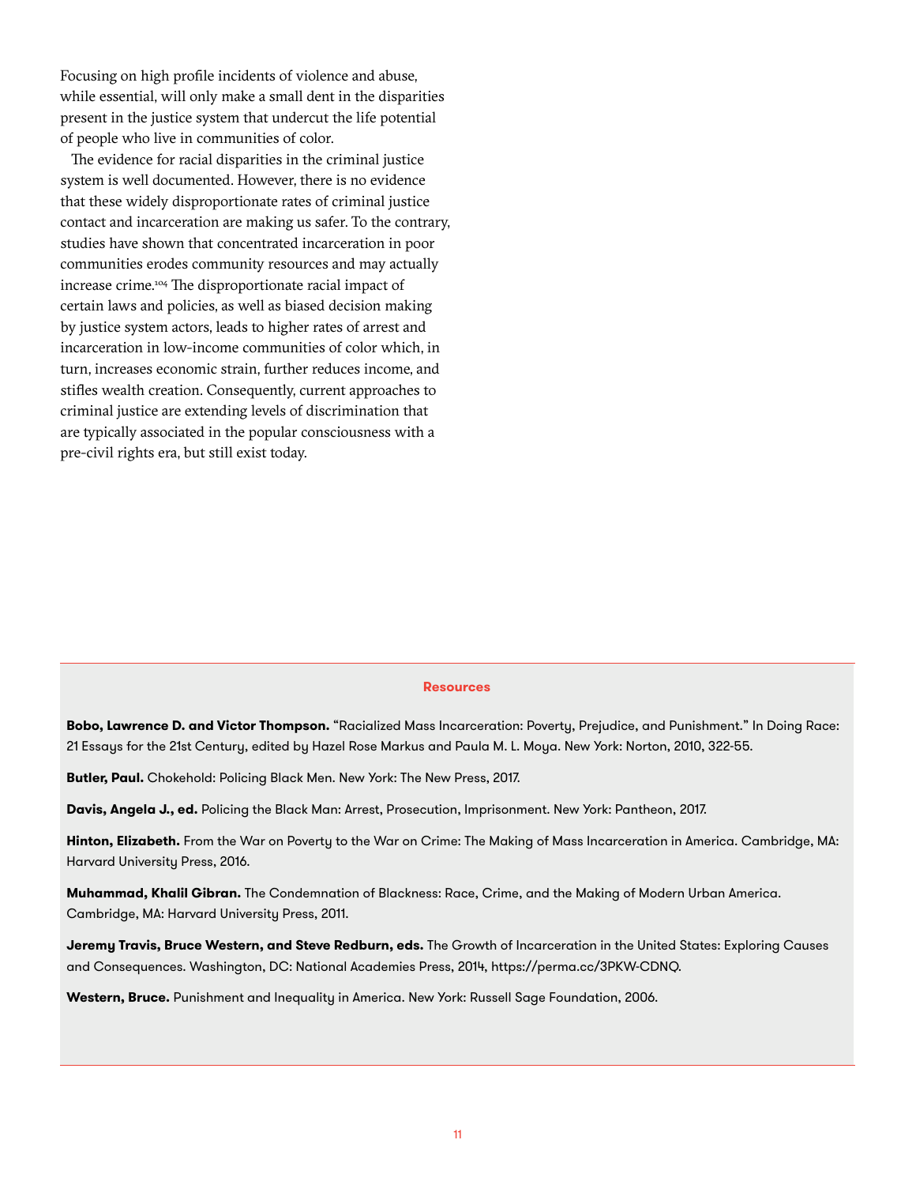Focusing on high profile incidents of violence and abuse, while essential, will only make a small dent in the disparities present in the justice system that undercut the life potential of people who live in communities of color.

The evidence for racial disparities in the criminal justice system is well documented. However, there is no evidence that these widely disproportionate rates of criminal justice contact and incarceration are making us safer. To the contrary, studies have shown that concentrated incarceration in poor communities erodes community resources and may actually increase crime.[104] The disproportionate racial impact of certain laws and policies, as well as biased decision making by justice system actors, leads to higher rates of arrest and incarceration in low-income communities of color which, in turn, increases economic strain, further reduces income, and stifles wealth creation. Consequently, current approaches to criminal justice are extending levels of discrimination that are typically associated in the popular consciousness with a pre-civil rights era, but still exist today.

### Resources

**Bobo, Lawrence D. and Victor Thompson.** "Racialized Mass Incarceration: Poverty, Prejudice, and Punishment." In Doing Race: 21 Essays for the 21st Century, edited by Hazel Rose Markus and Paula M. L. Moya. New York: Norton, 2010, 322-55.

**Butler, Paul.** Chokehold: Policing Black Men. New York: The New Press, 2017.

**Davis, Angela J., ed.** Policing the Black Man: Arrest, Prosecution, Imprisonment. New York: Pantheon, 2017.

**Hinton, Elizabeth.** From the War on Poverty to the War on Crime: The Making of Mass Incarceration in America. Cambridge, MA: Harvard University Press, 2016.

**Muhammad, Khalil Gibran.** The Condemnation of Blackness: Race, Crime, and the Making of Modern Urban America. Cambridge, MA: Harvard University Press, 2011.

**Jeremy Travis, Bruce Western, and Steve Redburn, eds.** The Growth of Incarceration in the United States: Exploring Causes and Consequences. Washington, DC: National Academies Press, 2014, https://perma.cc/3PKW-CDNQ.

**Western, Bruce.** Punishment and Inequality in America. New York: Russell Sage Foundation, 2006.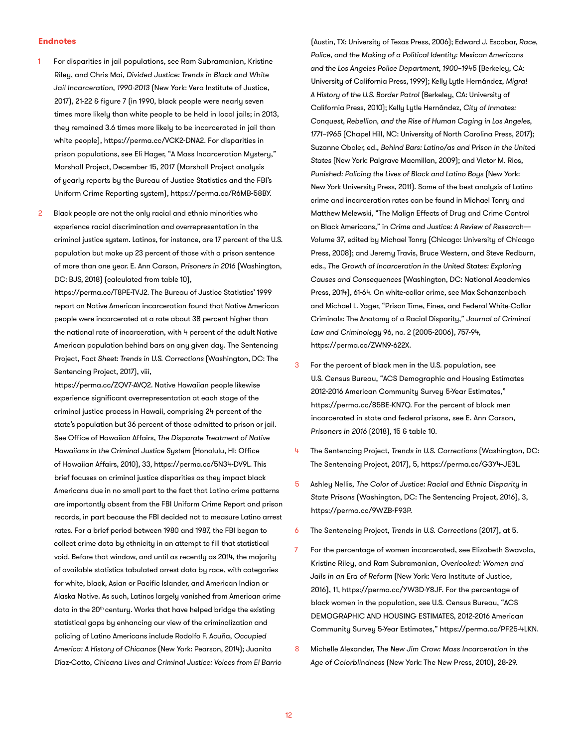## Endnotes

1. For disparities in jail populations, see Ram Subramanian, Kristine Riley, and Chris Mai, *Divided Justice: Trends in Black and White Jail Incarceration, 1990-2013* (New York: Vera Institute of Justice, 2017), 21-22 & figure 7 (in 1990, black people were nearly seven times more likely than white people to be held in local jails; in 2013, they remained 3.6 times more likely to be incarcerated in jail than white people), https://perma.cc/VCK2-DNA2. For disparities in prison populations, see Eli Hager, "A Mass Incarceration Mystery," Marshall Project, December 15, 2017 (Marshall Project analysis of yearly reports by the Bureau of Justice Statistics and the FBI's Uniform Crime Reporting system), https://perma.cc/R6MB-58BY.

2. Black people are not the only racial and ethnic minorities who experience racial discrimination and overrepresentation in the criminal justice system. Latinos, for instance, are 17 percent of the U.S. population but make up 23 percent of those with a prison sentence of more than one year. E. Ann Carson, *Prisoners in 2016* (Washington, DC: BJS, 2018) (calculated from table 10), https://perma.cc/T8PE-TVJ2. The Bureau of Justice Statistics' 1999 report on Native American incarceration found that Native American people were incarcerated at a rate about 38 percent higher than the national rate of incarceration, with 4 percent of the adult Native American population behind bars on any given day. The Sentencing Project, *Fact Sheet: Trends in U.S. Corrections* (Washington, DC: The Sentencing Project, 2017), viii, https://perma.cc/ZQV7-AVQ2. Native Hawaiian people likewise experience significant overrepresentation at each stage of the criminal justice process in Hawaii, comprising 24 percent of the state's population but 36 percent of those admitted to prison or jail. See Office of Hawaiian Affairs, *The Disparate Treatment of Native Hawaiians in the Criminal Justice System* (Honolulu, HI: Office of Hawaiian Affairs, 2010), 33, https://perma.cc/5N34-DV9L. This brief focuses on criminal justice disparities as they impact black Americans due in no small part to the fact that Latino crime patterns are importantly absent from the FBI Uniform Crime Report and prison records, in part because the FBI decided not to measure Latino arrest rates. For a brief period between 1980 and 1987, the FBI began to collect crime data by ethnicity in an attempt to fill that statistical void. Before that window, and until as recently as 2014, the majority of available statistics tabulated arrest data by race, with categories for white, black, Asian or Pacific Islander, and American Indian or Alaska Native. As such, Latinos largely vanished from American crime data in the 20th century. Works that have helped bridge the existing statistical gaps by enhancing our view of the criminalization and policing of Latino Americans include Rodolfo F. Acuña, *Occupied America: A History of Chicanos* (New York: Pearson, 2014); Juanita Díaz-Cotto, *Chicana Lives and Criminal Justice: Voices from El Barrio* (Austin, TX: University of Texas Press, 2006); Edward J. Escobar, *Race, Police, and the Making of a Political Identity: Mexican Americans and the Los Angeles Police Department, 1900–1945* (Berkeley, CA: University of California Press, 1999); Kelly Lytle Hernández, *Migra! A History of the U.S. Border Patrol* (Berkeley, CA: University of California Press, 2010); Kelly Lytle Hernández, *City of Inmates: Conquest, Rebellion, and the Rise of Human Caging in Los Angeles, 1771–1965* (Chapel Hill, NC: University of North Carolina Press, 2017); Suzanne Oboler, ed., *Behind Bars: Latino/as and Prison in the United States* (New York: Palgrave Macmillan, 2009); and Victor M. Rios, *Punished: Policing the Lives of Black and Latino Boys* (New York: New York University Press, 2011). Some of the best analysis of Latino crime and incarceration rates can be found in Michael Tonry and Matthew Melewski, "The Malign Effects of Drug and Crime Control on Black Americans," in *Crime and Justice: A Review of Research—Volume 37*, edited by Michael Tonry (Chicago: University of Chicago Press, 2008); and Jeremy Travis, Bruce Western, and Steve Redburn, eds., *The Growth of Incarceration in the United States: Exploring Causes and Consequences* (Washington, DC: National Academies Press, 2014), 61-64. On white-collar crime, see Max Schanzenbach and Michael L. Yager, "Prison Time, Fines, and Federal White-Collar Criminals: The Anatomy of a Racial Disparity," *Journal of Criminal Law and Criminology* 96, no. 2 (2005-2006), 757-94, https://perma.cc/ZWN9-622X.

3. For the percent of black men in the U.S. population, see U.S. Census Bureau, "ACS Demographic and Housing Estimates 2012-2016 American Community Survey 5-Year Estimates," https://perma.cc/85BE-KN7Q. For the percent of black men incarcerated in state and federal prisons, see E. Ann Carson, *Prisoners in 2016* (2018), 15 & table 10.

4. The Sentencing Project, *Trends in U.S. Corrections* (Washington, DC: The Sentencing Project, 2017), 5, https://perma.cc/G3Y4-JE3L.

5. Ashley Nellis, *The Color of Justice: Racial and Ethnic Disparity in State Prisons* (Washington, DC: The Sentencing Project, 2016), 3, https://perma.cc/9WZB-F93P.

6. The Sentencing Project, *Trends in U.S. Corrections* (2017), at 5.

7. For the percentage of women incarcerated, see Elizabeth Swavola, Kristine Riley, and Ram Subramanian, *Overlooked: Women and Jails in an Era of Reform* (New York: Vera Institute of Justice, 2016), 11, https://perma.cc/YW3D-Y8JF. For the percentage of black women in the population, see U.S. Census Bureau, "ACS DEMOGRAPHIC AND HOUSING ESTIMATES, 2012-2016 American Community Survey 5-Year Estimates," https://perma.cc/PF25-4LKN.

8. Michelle Alexander, *The New Jim Crow: Mass Incarceration in the Age of Colorblindness* (New York: The New Press, 2010), 28-29.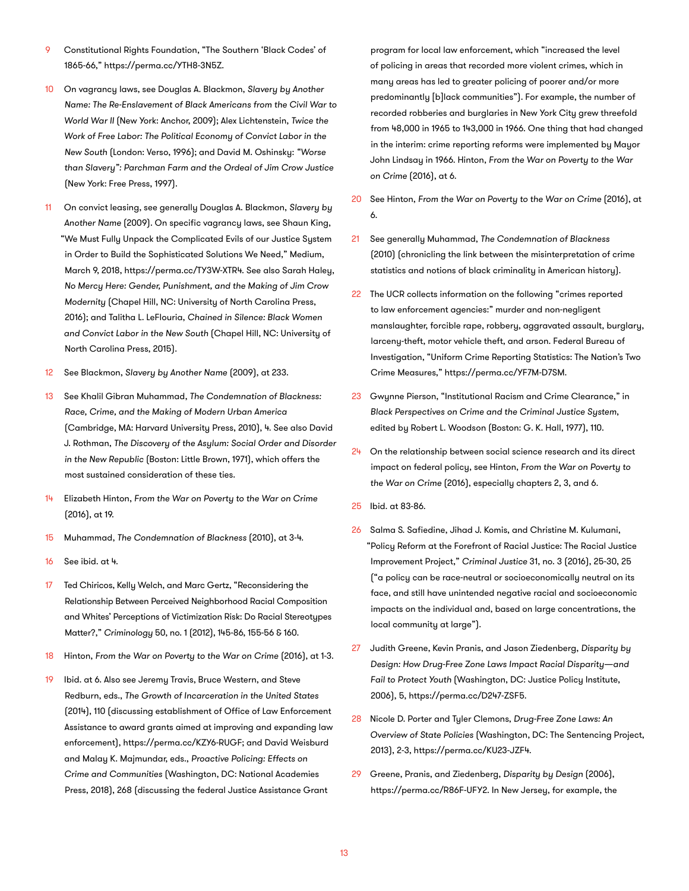9 Constitutional Rights Foundation, "The Southern 'Black Codes' of 1865-66," https://perma.cc/YTH8-3N5Z.

10 On vagrancy laws, see Douglas A. Blackmon, *Slavery by Another Name: The Re-Enslavement of Black Americans from the Civil War to World War II* (New York: Anchor, 2009); Alex Lichtenstein, *Twice the Work of Free Labor: The Political Economy of Convict Labor in the New South* (London: Verso, 1996); and David M. Oshinsky: *"Worse than Slavery": Parchman Farm and the Ordeal of Jim Crow Justice* (New York: Free Press, 1997).

11 On convict leasing, see generally Douglas A. Blackmon, *Slavery by Another Name* (2009). On specific vagrancy laws, see Shaun King, "We Must Fully Unpack the Complicated Evils of our Justice System in Order to Build the Sophisticated Solutions We Need," Medium, March 9, 2018, https://perma.cc/TY3W-XTR4. See also Sarah Haley, *No Mercy Here: Gender, Punishment, and the Making of Jim Crow Modernity* (Chapel Hill, NC: University of North Carolina Press, 2016); and Talitha L. LeFlouria, *Chained in Silence: Black Women and Convict Labor in the New South* (Chapel Hill, NC: University of North Carolina Press, 2015).

12 See Blackmon, *Slavery by Another Name* (2009), at 233.

13 See Khalil Gibran Muhammad, *The Condemnation of Blackness: Race, Crime, and the Making of Modern Urban America* (Cambridge, MA: Harvard University Press, 2010), 4. See also David J. Rothman, *The Discovery of the Asylum: Social Order and Disorder in the New Republic* (Boston: Little Brown, 1971), which offers the most sustained consideration of these ties.

14 Elizabeth Hinton, *From the War on Poverty to the War on Crime* (2016), at 19.

15 Muhammad, *The Condemnation of Blackness* (2010), at 3-4.

16 See ibid. at 4.

17 Ted Chiricos, Kelly Welch, and Marc Gertz, "Reconsidering the Relationship Between Perceived Neighborhood Racial Composition and Whites' Perceptions of Victimization Risk: Do Racial Stereotypes Matter?," *Criminology* 50, no. 1 (2012), 145-86, 155-56 & 160.

18 Hinton, *From the War on Poverty to the War on Crime* (2016), at 1-3.

19 Ibid. at 6. Also see Jeremy Travis, Bruce Western, and Steve Redburn, eds., *The Growth of Incarceration in the United States* (2014), 110 (discussing establishment of Office of Law Enforcement Assistance to award grants aimed at improving and expanding law enforcement), https://perma.cc/KZY6-RUGF; and David Weisburd and Malay K. Majmundar, eds., *Proactive Policing: Effects on Crime and Communities* (Washington, DC: National Academies Press, 2018), 268 (discussing the federal Justice Assistance Grant program for local law enforcement, which "increased the level of policing in areas that recorded more violent crimes, which in many areas has led to greater policing of poorer and/or more predominantly [b]lack communities"). For example, the number of recorded robberies and burglaries in New York City grew threefold from 48,000 in 1965 to 143,000 in 1966. One thing that had changed in the interim: crime reporting reforms were implemented by Mayor John Lindsay in 1966. Hinton, *From the War on Poverty to the War on Crime* (2016), at 6.

20 See Hinton, *From the War on Poverty to the War on Crime* (2016), at 6.

21 See generally Muhammad, *The Condemnation of Blackness* (2010) (chronicling the link between the misinterpretation of crime statistics and notions of black criminality in American history).

22 The UCR collects information on the following "crimes reported to law enforcement agencies:" murder and non-negligent manslaughter, forcible rape, robbery, aggravated assault, burglary, larceny-theft, motor vehicle theft, and arson. Federal Bureau of Investigation, "Uniform Crime Reporting Statistics: The Nation's Two Crime Measures," https://perma.cc/YF7M-D7SM.

23 Gwynne Pierson, "Institutional Racism and Crime Clearance," in *Black Perspectives on Crime and the Criminal Justice System*, edited by Robert L. Woodson (Boston: G. K. Hall, 1977), 110.

24 On the relationship between social science research and its direct impact on federal policy, see Hinton, *From the War on Poverty to the War on Crime* (2016), especially chapters 2, 3, and 6.

25 Ibid. at 83-86.

26 Salma S. Safiedine, Jihad J. Komis, and Christine M. Kulumani, "Policy Reform at the Forefront of Racial Justice: The Racial Justice Improvement Project," *Criminal Justice* 31, no. 3 (2016), 25-30, 25 ("a policy can be race-neutral or socioeconomically neutral on its face, and still have unintended negative racial and socioeconomic impacts on the individual and, based on large concentrations, the local community at large").

27 Judith Greene, Kevin Pranis, and Jason Ziedenberg, *Disparity by Design: How Drug-Free Zone Laws Impact Racial Disparity—and Fail to Protect Youth* (Washington, DC: Justice Policy Institute, 2006), 5, https://perma.cc/D247-ZSF5.

28 Nicole D. Porter and Tyler Clemons, *Drug-Free Zone Laws: An Overview of State Policies* (Washington, DC: The Sentencing Project, 2013), 2-3, https://perma.cc/KU23-JZF4.

29 Greene, Pranis, and Ziedenberg, *Disparity by Design* (2006), https://perma.cc/R86F-UFY2. In New Jersey, for example, the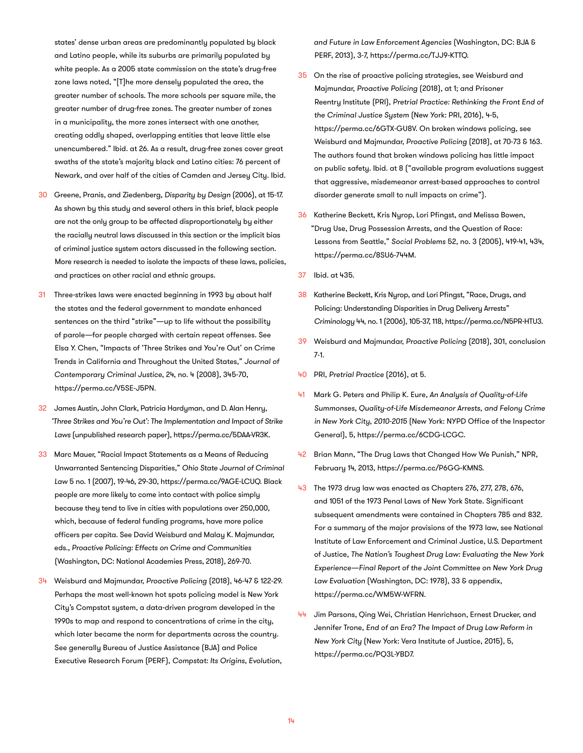states' dense urban areas are predominantly populated by black and Latino people, while its suburbs are primarily populated by white people. As a 2005 state commission on the state's drug-free zone laws noted, "[T]he more densely populated the area, the greater number of schools. The more schools per square mile, the greater number of drug-free zones. The greater number of zones in a municipality, the more zones intersect with one another, creating oddly shaped, overlapping entities that leave little else unencumbered." Ibid. at 26. As a result, drug-free zones cover great swaths of the state's majority black and Latino cities: 76 percent of Newark, and over half of the cities of Camden and Jersey City. Ibid.

30 Greene, Pranis, and Ziedenberg, *Disparity by Design* (2006), at 15-17. As shown by this study and several others in this brief, black people are not the only group to be affected disproportionately by either the racially neutral laws discussed in this section or the implicit bias of criminal justice system actors discussed in the following section. More research is needed to isolate the impacts of these laws, policies, and practices on other racial and ethnic groups.

31 Three-strikes laws were enacted beginning in 1993 by about half the states and the federal government to mandate enhanced sentences on the third "strike"—up to life without the possibility of parole—for people charged with certain repeat offenses. See Elsa Y. Chen, "Impacts of 'Three Strikes and You're Out' on Crime Trends in California and Throughout the United States," *Journal of Contemporary Criminal Justice*, 24, no. 4 (2008), 345-70, https://perma.cc/V5SE-J5PN.

32 James Austin, John Clark, Patricia Hardyman, and D. Alan Henry, *'Three Strikes and You're Out': The Implementation and Impact of Strike Laws* (unpublished research paper), https://perma.cc/5DAA-VR3K.

33 Marc Mauer, "Racial Impact Statements as a Means of Reducing Unwarranted Sentencing Disparities," *Ohio State Journal of Criminal Law* 5 no. 1 (2007), 19-46, 29-30, https://perma.cc/9AGE-LCUQ. Black people are more likely to come into contact with police simply because they tend to live in cities with populations over 250,000, which, because of federal funding programs, have more police officers per capita. See David Weisburd and Malay K. Majmundar, eds., *Proactive Policing: Effects on Crime and Communities* (Washington, DC: National Academies Press, 2018), 269-70.

34 Weisburd and Majmundar, *Proactive Policing* (2018), 46-47 & 122-29. Perhaps the most well-known hot spots policing model is New York City's Compstat system, a data-driven program developed in the 1990s to map and respond to concentrations of crime in the city, which later became the norm for departments across the country. See generally Bureau of Justice Assistance (BJA) and Police Executive Research Forum (PERF), *Compstat: Its Origins, Evolution, and Future in Law Enforcement Agencies* (Washington, DC: BJA & PERF, 2013), 3-7, https://perma.cc/TJJ9-KTTQ.

35 On the rise of proactive policing strategies, see Weisburd and Majmundar, *Proactive Policing* (2018), at 1; and Prisoner Reentry Institute (PRI), *Pretrial Practice: Rethinking the Front End of the Criminal Justice System* (New York: PRI, 2016), 4-5, https://perma.cc/6GTX-GU8V. On broken windows policing, see Weisburd and Majmundar, *Proactive Policing* (2018), at 70-73 & 163. The authors found that broken windows policing has little impact on public safety. Ibid. at 8 ("available program evaluations suggest that aggressive, misdemeanor arrest-based approaches to control disorder generate small to null impacts on crime").

36 Katherine Beckett, Kris Nyrop, Lori Pfingst, and Melissa Bowen, "Drug Use, Drug Possession Arrests, and the Question of Race: Lessons from Seattle," *Social Problems* 52, no. 3 (2005), 419-41, 434, https://perma.cc/8SU6-744M.

37 Ibid. at 435.

38 Katherine Beckett, Kris Nyrop, and Lori Pfingst, "Race, Drugs, and Policing: Understanding Disparities in Drug Delivery Arrests" *Criminology* 44, no. 1 (2006), 105-37, 118, https://perma.cc/N5PR-HTU3.

39 Weisburd and Majmundar, *Proactive Policing* (2018), 301, conclusion 7-1.

40 PRI, *Pretrial Practice* (2016), at 5.

41 Mark G. Peters and Philip K. Eure, *An Analysis of Quality-of-Life Summonses, Quality-of-Life Misdemeanor Arrests, and Felony Crime in New York City, 2010-2015* (New York: NYPD Office of the Inspector General), 5, https://perma.cc/6CDG-LCGC.

42 Brian Mann, "The Drug Laws that Changed How We Punish," NPR, February 14, 2013, https://perma.cc/P6GG-KMNS.

43 The 1973 drug law was enacted as Chapters 276, 277, 278, 676, and 1051 of the 1973 Penal Laws of New York State. Significant subsequent amendments were contained in Chapters 785 and 832. For a summary of the major provisions of the 1973 law, see National Institute of Law Enforcement and Criminal Justice, U.S. Department of Justice, *The Nation's Toughest Drug Law: Evaluating the New York Experience—Final Report of the Joint Committee on New York Drug Law Evaluation* (Washington, DC: 1978), 33 & appendix, https://perma.cc/WM5W-WFRN.

44 Jim Parsons, Qing Wei, Christian Henrichson, Ernest Drucker, and Jennifer Trone, *End of an Era? The Impact of Drug Law Reform in New York City* (New York: Vera Institute of Justice, 2015), 5, https://perma.cc/PQ3L-YBD7.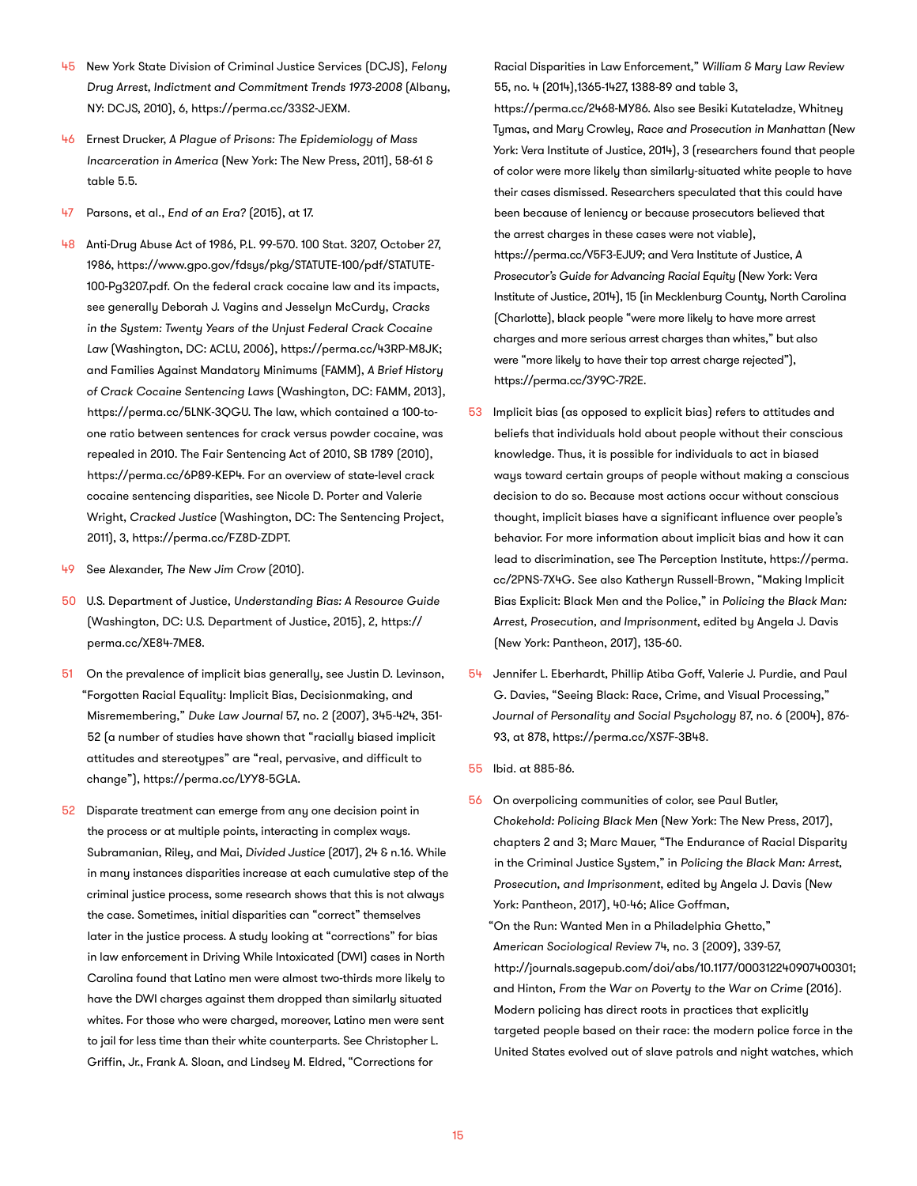45 New York State Division of Criminal Justice Services (DCJS), *Felony Drug Arrest, Indictment and Commitment Trends 1973-2008* (Albany, NY: DCJS, 2010), 6, https://perma.cc/33S2-JEXM.

46 Ernest Drucker, *A Plague of Prisons: The Epidemiology of Mass Incarceration in America* (New York: The New Press, 2011), 58-61 & table 5.5.

47 Parsons, et al., *End of an Era?* (2015), at 17.

48 Anti-Drug Abuse Act of 1986, P.L. 99-570. 100 Stat. 3207, October 27, 1986, https://www.gpo.gov/fdsys/pkg/STATUTE-100/pdf/STATUTE-100-Pg3207.pdf. On the federal crack cocaine law and its impacts, see generally Deborah J. Vagins and Jesselyn McCurdy, *Cracks in the System: Twenty Years of the Unjust Federal Crack Cocaine Law* (Washington, DC: ACLU, 2006), https://perma.cc/43RP-M8JK; and Families Against Mandatory Minimums (FAMM), *A Brief History of Crack Cocaine Sentencing Laws* (Washington, DC: FAMM, 2013), https://perma.cc/5LNK-3QGU. The law, which contained a 100-to-one ratio between sentences for crack versus powder cocaine, was repealed in 2010. The Fair Sentencing Act of 2010, SB 1789 (2010), https://perma.cc/6P89-KEP4. For an overview of state-level crack cocaine sentencing disparities, see Nicole D. Porter and Valerie Wright, *Cracked Justice* (Washington, DC: The Sentencing Project, 2011), 3, https://perma.cc/FZ8D-ZDPT.

49 See Alexander, *The New Jim Crow* (2010).

50 U.S. Department of Justice, *Understanding Bias: A Resource Guide* (Washington, DC: U.S. Department of Justice, 2015), 2, https://perma.cc/XE84-7ME8.

51 On the prevalence of implicit bias generally, see Justin D. Levinson, "Forgotten Racial Equality: Implicit Bias, Decisionmaking, and Misremembering," *Duke Law Journal* 57, no. 2 (2007), 345-424, 351-52 (a number of studies have shown that "racially biased implicit attitudes and stereotypes" are "real, pervasive, and difficult to change"), https://perma.cc/LYY8-5GLA.

52 Disparate treatment can emerge from any one decision point in the process or at multiple points, interacting in complex ways. Subramanian, Riley, and Mai, *Divided Justice* (2017), 24 & n.16. While in many instances disparities increase at each cumulative step of the criminal justice process, some research shows that this is not always the case. Sometimes, initial disparities can "correct" themselves later in the justice process. A study looking at "corrections" for bias in law enforcement in Driving While Intoxicated (DWI) cases in North Carolina found that Latino men were almost two-thirds more likely to have the DWI charges against them dropped than similarly situated whites. For those who were charged, moreover, Latino men were sent to jail for less time than their white counterparts. See Christopher L. Griffin, Jr., Frank A. Sloan, and Lindsey M. Eldred, "Corrections for Racial Disparities in Law Enforcement," *William & Mary Law Review* 55, no. 4 (2014),1365-1427, 1388-89 and table 3, https://perma.cc/2468-MY86. Also see Besiki Kutateladze, Whitney Tymas, and Mary Crowley, *Race and Prosecution in Manhattan* (New York: Vera Institute of Justice, 2014), 3 (researchers found that people of color were more likely than similarly-situated white people to have their cases dismissed. Researchers speculated that this could have been because of leniency or because prosecutors believed that the arrest charges in these cases were not viable), https://perma.cc/V5F3-EJU9; and Vera Institute of Justice, *A Prosecutor's Guide for Advancing Racial Equity* (New York: Vera Institute of Justice, 2014), 15 (in Mecklenburg County, North Carolina (Charlotte), black people "were more likely to have more arrest charges and more serious arrest charges than whites," but also were "more likely to have their top arrest charge rejected"), https://perma.cc/3Y9C-7R2E.

53 Implicit bias (as opposed to explicit bias) refers to attitudes and beliefs that individuals hold about people without their conscious knowledge. Thus, it is possible for individuals to act in biased ways toward certain groups of people without making a conscious decision to do so. Because most actions occur without conscious thought, implicit biases have a significant influence over people's behavior. For more information about implicit bias and how it can lead to discrimination, see The Perception Institute, https://perma.cc/2PNS-7X4G. See also Katheryn Russell-Brown, "Making Implicit Bias Explicit: Black Men and the Police," in *Policing the Black Man: Arrest, Prosecution, and Imprisonment*, edited by Angela J. Davis (New York: Pantheon, 2017), 135-60.

54 Jennifer L. Eberhardt, Phillip Atiba Goff, Valerie J. Purdie, and Paul G. Davies, "Seeing Black: Race, Crime, and Visual Processing," *Journal of Personality and Social Psychology* 87, no. 6 (2004), 876-93, at 878, https://perma.cc/XS7F-3B48.

55 Ibid. at 885-86.

56 On overpolicing communities of color, see Paul Butler, *Chokehold: Policing Black Men* (New York: The New Press, 2017), chapters 2 and 3; Marc Mauer, "The Endurance of Racial Disparity in the Criminal Justice System," in *Policing the Black Man: Arrest, Prosecution, and Imprisonment*, edited by Angela J. Davis (New York: Pantheon, 2017), 40-46; Alice Goffman, "On the Run: Wanted Men in a Philadelphia Ghetto," *American Sociological Review* 74, no. 3 (2009), 339-57, http://journals.sagepub.com/doi/abs/10.1177/000312240907400301; and Hinton, *From the War on Poverty to the War on Crime* (2016). Modern policing has direct roots in practices that explicitly targeted people based on their race: the modern police force in the United States evolved out of slave patrols and night watches, which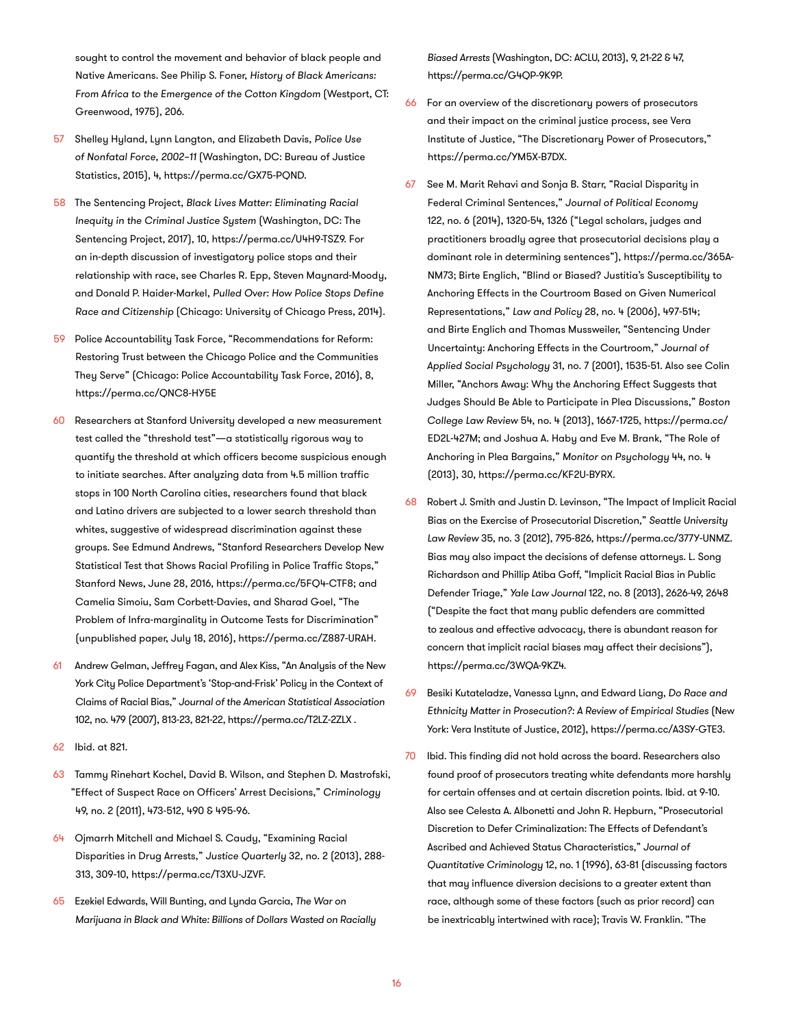sought to control the movement and behavior of black people and Native Americans. See Philip S. Foner, *History of Black Americans: From Africa to the Emergence of the Cotton Kingdom* (Westport, CT: Greenwood, 1975), 206.

57 Shelley Hyland, Lynn Langton, and Elizabeth Davis, *Police Use of Nonfatal Force, 2002–11* (Washington, DC: Bureau of Justice Statistics, 2015), 4, https://perma.cc/GX75-PQND.

58 The Sentencing Project, *Black Lives Matter: Eliminating Racial Inequity in the Criminal Justice System* (Washington, DC: The Sentencing Project, 2017), 10, https://perma.cc/U4H9-TSZ9. For an in-depth discussion of investigatory police stops and their relationship with race, see Charles R. Epp, Steven Maynard-Moody, and Donald P. Haider-Markel, *Pulled Over: How Police Stops Define Race and Citizenship* (Chicago: University of Chicago Press, 2014).

59 Police Accountability Task Force, "Recommendations for Reform: Restoring Trust between the Chicago Police and the Communities They Serve" (Chicago: Police Accountability Task Force, 2016), 8, https://perma.cc/QNC8-HY5E

60 Researchers at Stanford University developed a new measurement test called the "threshold test"—a statistically rigorous way to quantify the threshold at which officers become suspicious enough to initiate searches. After analyzing data from 4.5 million traffic stops in 100 North Carolina cities, researchers found that black and Latino drivers are subjected to a lower search threshold than whites, suggestive of widespread discrimination against these groups. See Edmund Andrews, "Stanford Researchers Develop New Statistical Test that Shows Racial Profiling in Police Traffic Stops," Stanford News, June 28, 2016, https://perma.cc/5FQ4-CTF8; and Camelia Simoiu, Sam Corbett-Davies, and Sharad Goel, "The Problem of Infra-marginality in Outcome Tests for Discrimination" (unpublished paper, July 18, 2016), https://perma.cc/Z887-URAH.

61 Andrew Gelman, Jeffrey Fagan, and Alex Kiss, "An Analysis of the New York City Police Department's 'Stop-and-Frisk' Policy in the Context of Claims of Racial Bias," *Journal of the American Statistical Association* 102, no. 479 (2007), 813-23, 821-22, https://perma.cc/T2LZ-2ZLX .

62 Ibid. at 821.

63 Tammy Rinehart Kochel, David B. Wilson, and Stephen D. Mastrofski, "Effect of Suspect Race on Officers' Arrest Decisions," *Criminology* 49, no. 2 (2011), 473-512, 490 & 495-96.

64 Ojmarrh Mitchell and Michael S. Caudy, "Examining Racial Disparities in Drug Arrests," *Justice Quarterly* 32, no. 2 (2013), 288-313, 309-10, https://perma.cc/T3XU-JZVF.

65 Ezekiel Edwards, Will Bunting, and Lynda Garcia, *The War on Marijuana in Black and White: Billions of Dollars Wasted on Racially Biased Arrests* (Washington, DC: ACLU, 2013), 9, 21-22 & 47, https://perma.cc/G4QP-9K9P.

66 For an overview of the discretionary powers of prosecutors and their impact on the criminal justice process, see Vera Institute of Justice, "The Discretionary Power of Prosecutors," https://perma.cc/YM5X-B7DX.

67 See M. Marit Rehavi and Sonja B. Starr, "Racial Disparity in Federal Criminal Sentences," *Journal of Political Economy* 122, no. 6 (2014), 1320-54, 1326 ("Legal scholars, judges and practitioners broadly agree that prosecutorial decisions play a dominant role in determining sentences"), https://perma.cc/365A-NM73; Birte Englich, "Blind or Biased? Justitia's Susceptibility to Anchoring Effects in the Courtroom Based on Given Numerical Representations," *Law and Policy* 28, no. 4 (2006), 497-514; and Birte Englich and Thomas Mussweiler, "Sentencing Under Uncertainty: Anchoring Effects in the Courtroom," *Journal of Applied Social Psychology* 31, no. 7 (2001), 1535-51. Also see Colin Miller, "Anchors Away: Why the Anchoring Effect Suggests that Judges Should Be Able to Participate in Plea Discussions," *Boston College Law Review* 54, no. 4 (2013), 1667-1725, https://perma.cc/ED2L-427M; and Joshua A. Haby and Eve M. Brank, "The Role of Anchoring in Plea Bargains," *Monitor on Psychology* 44, no. 4 (2013), 30, https://perma.cc/KF2U-BYRX.

68 Robert J. Smith and Justin D. Levinson, "The Impact of Implicit Racial Bias on the Exercise of Prosecutorial Discretion," *Seattle University Law Review* 35, no. 3 (2012), 795-826, https://perma.cc/377Y-UNMZ. Bias may also impact the decisions of defense attorneys. L. Song Richardson and Phillip Atiba Goff, "Implicit Racial Bias in Public Defender Triage," *Yale Law Journal* 122, no. 8 (2013), 2626-49, 2648 ("Despite the fact that many public defenders are committed to zealous and effective advocacy, there is abundant reason for concern that implicit racial biases may affect their decisions"), https://perma.cc/3WQA-9KZ4.

69 Besiki Kutateladze, Vanessa Lynn, and Edward Liang, *Do Race and Ethnicity Matter in Prosecution?: A Review of Empirical Studies* (New York: Vera Institute of Justice, 2012), https://perma.cc/A3SY-GTE3.

70 Ibid. This finding did not hold across the board. Researchers also found proof of prosecutors treating white defendants more harshly for certain offenses and at certain discretion points. Ibid. at 9-10. Also see Celesta A. Albonetti and John R. Hepburn, "Prosecutorial Discretion to Defer Criminalization: The Effects of Defendant's Ascribed and Achieved Status Characteristics," *Journal of Quantitative Criminology* 12, no. 1 (1996), 63-81 (discussing factors that may influence diversion decisions to a greater extent than race, although some of these factors (such as prior record) can be inextricably intertwined with race); Travis W. Franklin. "The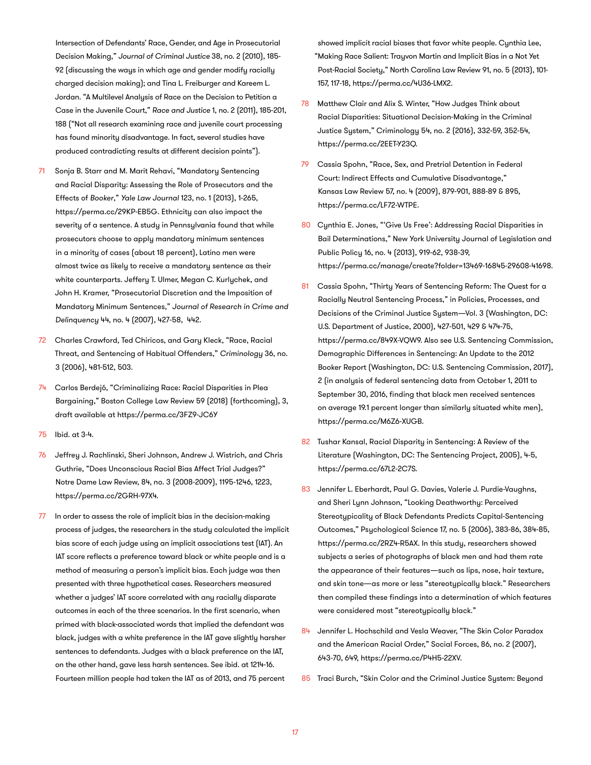Intersection of Defendants' Race, Gender, and Age in Prosecutorial Decision Making," *Journal of Criminal Justice* 38, no. 2 (2010), 185-92 (discussing the ways in which age and gender modify racially charged decision making); and Tina L. Freiburger and Kareem L. Jordan. "A Multilevel Analysis of Race on the Decision to Petition a Case in the Juvenile Court," *Race and Justice* 1, no. 2 (2011), 185-201, 188 ("Not all research examining race and juvenile court processing has found minority disadvantage. In fact, several studies have produced contradicting results at different decision points").

71 Sonja B. Starr and M. Marit Rehavi, "Mandatory Sentencing and Racial Disparity: Assessing the Role of Prosecutors and the Effects of *Booker*," *Yale Law Journal* 123, no. 1 (2013), 1-265, https://perma.cc/29KP-EB5G. Ethnicity can also impact the severity of a sentence. A study in Pennsylvania found that while prosecutors choose to apply mandatory minimum sentences in a minority of cases (about 18 percent), Latino men were almost twice as likely to receive a mandatory sentence as their white counterparts. Jeffery T. Ulmer, Megan C. Kurlychek, and John H. Kramer, "Prosecutorial Discretion and the Imposition of Mandatory Minimum Sentences," *Journal of Research in Crime and Delinquency* 44, no. 4 (2007), 427-58, 442.

72 Charles Crawford, Ted Chiricos, and Gary Kleck, "Race, Racial Threat, and Sentencing of Habitual Offenders," *Criminology* 36, no. 3 (2006), 481-512, 503.

74 Carlos Berdejó, "Criminalizing Race: Racial Disparities in Plea Bargaining," Boston College Law Review 59 (2018) (forthcoming), 3, draft available at https://perma.cc/3FZ9-JC6Y

75 Ibid. at 3-4.

76 Jeffrey J. Rachlinski, Sheri Johnson, Andrew J. Wistrich, and Chris Guthrie, "Does Unconscious Racial Bias Affect Trial Judges?" Notre Dame Law Review, 84, no. 3 (2008-2009), 1195-1246, 1223, https://perma.cc/2GRH-97X4.

77 In order to assess the role of implicit bias in the decision-making process of judges, the researchers in the study calculated the implicit bias score of each judge using an implicit associations test (IAT). An IAT score reflects a preference toward black or white people and is a method of measuring a person's implicit bias. Each judge was then presented with three hypothetical cases. Researchers measured whether a judges' IAT score correlated with any racially disparate outcomes in each of the three scenarios. In the first scenario, when primed with black-associated words that implied the defendant was black, judges with a white preference in the IAT gave slightly harsher sentences to defendants. Judges with a black preference on the IAT, on the other hand, gave less harsh sentences. See ibid. at 1214-16. Fourteen million people had taken the IAT as of 2013, and 75 percent showed implicit racial biases that favor white people. Cynthia Lee, "Making Race Salient: Trayvon Martin and Implicit Bias in a Not Yet Post-Racial Society," North Carolina Law Review 91, no. 5 (2013), 101-157, 117-18, https://perma.cc/4U36-LMX2.

78 Matthew Clair and Alix S. Winter, "How Judges Think about Racial Disparities: Situational Decision-Making in the Criminal Justice System," Criminology 54, no. 2 (2016), 332-59, 352-54, https://perma.cc/2EET-Y23Q.

79 Cassia Spohn, "Race, Sex, and Pretrial Detention in Federal Court: Indirect Effects and Cumulative Disadvantage," Kansas Law Review 57, no. 4 (2009), 879-901, 888-89 & 895, https://perma.cc/LF72-WTPE.

80 Cynthia E. Jones, "'Give Us Free': Addressing Racial Disparities in Bail Determinations," New York University Journal of Legislation and Public Policy 16, no. 4 (2013), 919-62, 938-39, https://perma.cc/manage/create?folder=13469-16845-29608-41698.

81 Cassia Spohn, "Thirty Years of Sentencing Reform: The Quest for a Racially Neutral Sentencing Process," in Policies, Processes, and Decisions of the Criminal Justice System—Vol. 3 (Washington, DC: U.S. Department of Justice, 2000), 427-501, 429 & 474-75, https://perma.cc/849X-VQW9. Also see U.S. Sentencing Commission, Demographic Differences in Sentencing: An Update to the 2012 Booker Report (Washington, DC: U.S. Sentencing Commission, 2017), 2 (in analysis of federal sentencing data from October 1, 2011 to September 30, 2016, finding that black men received sentences on average 19.1 percent longer than similarly situated white men), https://perma.cc/M6Z6-XUGB.

82 Tushar Kansal, Racial Disparity in Sentencing: A Review of the Literature (Washington, DC: The Sentencing Project, 2005), 4-5, https://perma.cc/67L2-2C7S.

83 Jennifer L. Eberhardt, Paul G. Davies, Valerie J. Purdie-Vaughns, and Sheri Lynn Johnson, "Looking Deathworthy: Perceived Stereotypicality of Black Defendants Predicts Capital-Sentencing Outcomes," Psychological Science 17, no. 5 (2006), 383-86, 384-85, https://perma.cc/2RZ4-R5AX. In this study, researchers showed subjects a series of photographs of black men and had them rate the appearance of their features—such as lips, nose, hair texture, and skin tone—as more or less "stereotypically black." Researchers then compiled these findings into a determination of which features were considered most "stereotypically black."

84 Jennifer L. Hochschild and Vesla Weaver, "The Skin Color Paradox and the American Racial Order," Social Forces, 86, no. 2 (2007), 643-70, 649, https://perma.cc/P4H5-22XV.

85 Traci Burch, "Skin Color and the Criminal Justice System: Beyond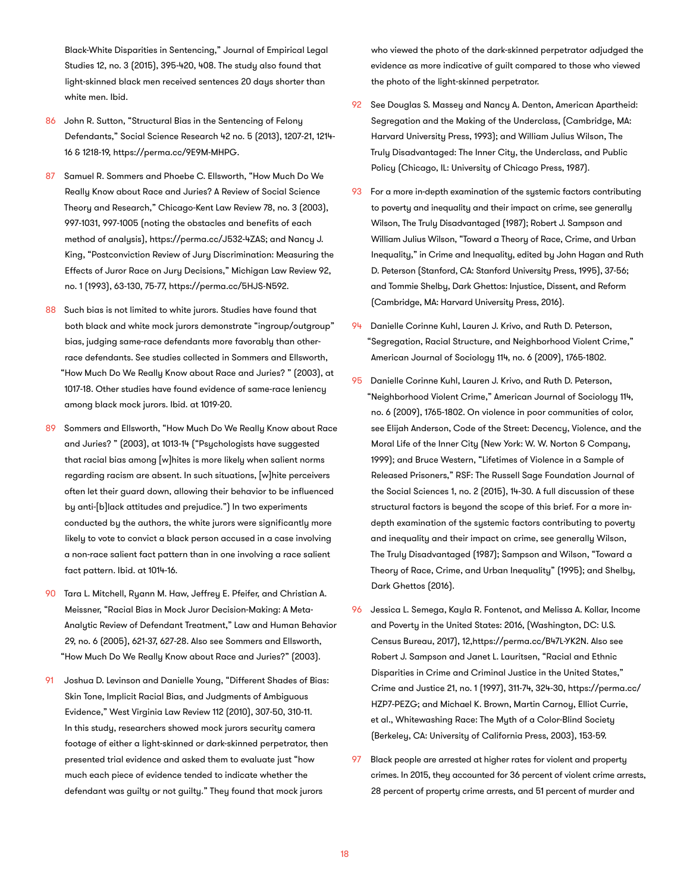Black-White Disparities in Sentencing," Journal of Empirical Legal Studies 12, no. 3 (2015), 395-420, 408. The study also found that light-skinned black men received sentences 20 days shorter than white men. Ibid.

86 John R. Sutton, "Structural Bias in the Sentencing of Felony Defendants," Social Science Research 42 no. 5 (2013), 1207-21, 1214-16 & 1218-19, https://perma.cc/9E9M-MHPG.

87 Samuel R. Sommers and Phoebe C. Ellsworth, "How Much Do We Really Know about Race and Juries? A Review of Social Science Theory and Research," Chicago-Kent Law Review 78, no. 3 (2003), 997-1031, 997-1005 (noting the obstacles and benefits of each method of analysis), https://perma.cc/J532-4ZAS; and Nancy J. King, "Postconviction Review of Jury Discrimination: Measuring the Effects of Juror Race on Jury Decisions," Michigan Law Review 92, no. 1 (1993), 63-130, 75-77, https://perma.cc/5HJS-N592.

88 Such bias is not limited to white jurors. Studies have found that both black and white mock jurors demonstrate "ingroup/outgroup" bias, judging same-race defendants more favorably than other-race defendants. See studies collected in Sommers and Ellsworth, "How Much Do We Really Know about Race and Juries? " (2003), at 1017-18. Other studies have found evidence of same-race leniency among black mock jurors. Ibid. at 1019-20.

89 Sommers and Ellsworth, "How Much Do We Really Know about Race and Juries? " (2003), at 1013-14 ("Psychologists have suggested that racial bias among [w]hites is more likely when salient norms regarding racism are absent. In such situations, [w]hite perceivers often let their guard down, allowing their behavior to be influenced by anti-[b]lack attitudes and prejudice.") In two experiments conducted by the authors, the white jurors were significantly more likely to vote to convict a black person accused in a case involving a non-race salient fact pattern than in one involving a race salient fact pattern. Ibid. at 1014-16.

90 Tara L. Mitchell, Ryann M. Haw, Jeffrey E. Pfeifer, and Christian A. Meissner, "Racial Bias in Mock Juror Decision-Making: A Meta-Analytic Review of Defendant Treatment," Law and Human Behavior 29, no. 6 (2005), 621-37, 627-28. Also see Sommers and Ellsworth, "How Much Do We Really Know about Race and Juries?" (2003).

91 Joshua D. Levinson and Danielle Young, "Different Shades of Bias: Skin Tone, Implicit Racial Bias, and Judgments of Ambiguous Evidence," West Virginia Law Review 112 (2010), 307-50, 310-11. In this study, researchers showed mock jurors security camera footage of either a light-skinned or dark-skinned perpetrator, then presented trial evidence and asked them to evaluate just "how much each piece of evidence tended to indicate whether the defendant was guilty or not guilty." They found that mock jurors who viewed the photo of the dark-skinned perpetrator adjudged the evidence as more indicative of guilt compared to those who viewed the photo of the light-skinned perpetrator.

92 See Douglas S. Massey and Nancy A. Denton, American Apartheid: Segregation and the Making of the Underclass, (Cambridge, MA: Harvard University Press, 1993); and William Julius Wilson, The Truly Disadvantaged: The Inner City, the Underclass, and Public Policy (Chicago, IL: University of Chicago Press, 1987).

93 For a more in-depth examination of the systemic factors contributing to poverty and inequality and their impact on crime, see generally Wilson, The Truly Disadvantaged (1987); Robert J. Sampson and William Julius Wilson, "Toward a Theory of Race, Crime, and Urban Inequality," in Crime and Inequality, edited by John Hagan and Ruth D. Peterson (Stanford, CA: Stanford University Press, 1995), 37-56; and Tommie Shelby, Dark Ghettos: Injustice, Dissent, and Reform (Cambridge, MA: Harvard University Press, 2016).

94 Danielle Corinne Kuhl, Lauren J. Krivo, and Ruth D. Peterson, "Segregation, Racial Structure, and Neighborhood Violent Crime," American Journal of Sociology 114, no. 6 (2009), 1765-1802.

95 Danielle Corinne Kuhl, Lauren J. Krivo, and Ruth D. Peterson, "Neighborhood Violent Crime," American Journal of Sociology 114, no. 6 (2009), 1765-1802. On violence in poor communities of color, see Elijah Anderson, Code of the Street: Decency, Violence, and the Moral Life of the Inner City (New York: W. W. Norton & Company, 1999); and Bruce Western, "Lifetimes of Violence in a Sample of Released Prisoners," RSF: The Russell Sage Foundation Journal of the Social Sciences 1, no. 2 (2015), 14-30. A full discussion of these structural factors is beyond the scope of this brief. For a more in-depth examination of the systemic factors contributing to poverty and inequality and their impact on crime, see generally Wilson, The Truly Disadvantaged (1987); Sampson and Wilson, "Toward a Theory of Race, Crime, and Urban Inequality" (1995); and Shelby, Dark Ghettos (2016).

96 Jessica L. Semega, Kayla R. Fontenot, and Melissa A. Kollar, Income and Poverty in the United States: 2016, (Washington, DC: U.S. Census Bureau, 2017), 12,https://perma.cc/B47L-YK2N. Also see Robert J. Sampson and Janet L. Lauritsen, "Racial and Ethnic Disparities in Crime and Criminal Justice in the United States," Crime and Justice 21, no. 1 (1997), 311-74, 324-30, https://perma.cc/HZP7-PEZG; and Michael K. Brown, Martin Carnoy, Elliot Currie, et al., Whitewashing Race: The Myth of a Color-Blind Society (Berkeley, CA: University of California Press, 2003), 153-59.

97 Black people are arrested at higher rates for violent and property crimes. In 2015, they accounted for 36 percent of violent crime arrests, 28 percent of property crime arrests, and 51 percent of murder and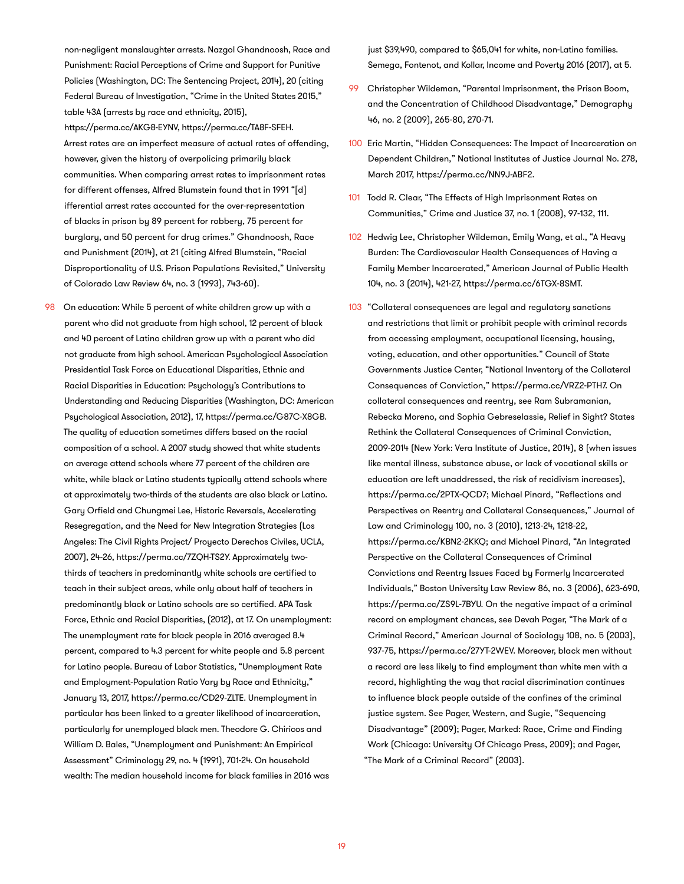non-negligent manslaughter arrests. Nazgol Ghandnoosh, Race and Punishment: Racial Perceptions of Crime and Support for Punitive Policies (Washington, DC: The Sentencing Project, 2014), 20 (citing Federal Bureau of Investigation, "Crime in the United States 2015," table 43A (arrests by race and ethnicity, 2015), https://perma.cc/AKG8-EYNV, https://perma.cc/TA8F-SFEH. Arrest rates are an imperfect measure of actual rates of offending, however, given the history of overpolicing primarily black communities. When comparing arrest rates to imprisonment rates for different offenses, Alfred Blumstein found that in 1991 "[d]ifferential arrest rates accounted for the over-representation of blacks in prison by 89 percent for robbery, 75 percent for burglary, and 50 percent for drug crimes." Ghandnoosh, Race and Punishment (2014), at 21 (citing Alfred Blumstein, "Racial Disproportionality of U.S. Prison Populations Revisited," University of Colorado Law Review 64, no. 3 (1993), 743-60).

98 On education: While 5 percent of white children grow up with a parent who did not graduate from high school, 12 percent of black and 40 percent of Latino children grow up with a parent who did not graduate from high school. American Psychological Association Presidential Task Force on Educational Disparities, Ethnic and Racial Disparities in Education: Psychology's Contributions to Understanding and Reducing Disparities (Washington, DC: American Psychological Association, 2012), 17, https://perma.cc/G87C-X8GB. The quality of education sometimes differs based on the racial composition of a school. A 2007 study showed that white students on average attend schools where 77 percent of the children are white, while black or Latino students typically attend schools where at approximately two-thirds of the students are also black or Latino. Gary Orfield and Chungmei Lee, Historic Reversals, Accelerating Resegregation, and the Need for New Integration Strategies (Los Angeles: The Civil Rights Project/ Proyecto Derechos Civiles, UCLA, 2007), 24-26, https://perma.cc/7ZQH-TS2Y. Approximately two-thirds of teachers in predominantly white schools are certified to teach in their subject areas, while only about half of teachers in predominantly black or Latino schools are so certified. APA Task Force, Ethnic and Racial Disparities, (2012), at 17. On unemployment: The unemployment rate for black people in 2016 averaged 8.4 percent, compared to 4.3 percent for white people and 5.8 percent for Latino people. Bureau of Labor Statistics, "Unemployment Rate and Employment-Population Ratio Vary by Race and Ethnicity," January 13, 2017, https://perma.cc/CD29-ZLTE. Unemployment in particular has been linked to a greater likelihood of incarceration, particularly for unemployed black men. Theodore G. Chiricos and William D. Bales, "Unemployment and Punishment: An Empirical Assessment" Criminology 29, no. 4 (1991), 701-24. On household wealth: The median household income for black families in 2016 was just $39,490, compared to $65,041 for white, non-Latino families. Semega, Fontenot, and Kollar, Income and Poverty 2016 (2017), at 5.

99 Christopher Wildeman, "Parental Imprisonment, the Prison Boom, and the Concentration of Childhood Disadvantage," Demography 46, no. 2 (2009), 265-80, 270-71.

100 Eric Martin, "Hidden Consequences: The Impact of Incarceration on Dependent Children," National Institutes of Justice Journal No. 278, March 2017, https://perma.cc/NN9J-ABF2.

101 Todd R. Clear, "The Effects of High Imprisonment Rates on Communities," Crime and Justice 37, no. 1 (2008), 97-132, 111.

102 Hedwig Lee, Christopher Wildeman, Emily Wang, et al., "A Heavy Burden: The Cardiovascular Health Consequences of Having a Family Member Incarcerated," American Journal of Public Health 104, no. 3 (2014), 421-27, https://perma.cc/6TGX-8SMT.

103 "Collateral consequences are legal and regulatory sanctions and restrictions that limit or prohibit people with criminal records from accessing employment, occupational licensing, housing, voting, education, and other opportunities." Council of State Governments Justice Center, "National Inventory of the Collateral Consequences of Conviction," https://perma.cc/VRZ2-PTH7. On collateral consequences and reentry, see Ram Subramanian, Rebecka Moreno, and Sophia Gebreselassie, Relief in Sight? States Rethink the Collateral Consequences of Criminal Conviction, 2009-2014 (New York: Vera Institute of Justice, 2014), 8 (when issues like mental illness, substance abuse, or lack of vocational skills or education are left unaddressed, the risk of recidivism increases), https://perma.cc/2PTX-QCD7; Michael Pinard, "Reflections and Perspectives on Reentry and Collateral Consequences," Journal of Law and Criminology 100, no. 3 (2010), 1213-24, 1218-22, https://perma.cc/KBN2-2KKQ; and Michael Pinard, "An Integrated Perspective on the Collateral Consequences of Criminal Convictions and Reentry Issues Faced by Formerly Incarcerated Individuals," Boston University Law Review 86, no. 3 (2006), 623-690, https://perma.cc/ZS9L-7BYU. On the negative impact of a criminal record on employment chances, see Devah Pager, "The Mark of a Criminal Record," American Journal of Sociology 108, no. 5 (2003), 937-75, https://perma.cc/27YT-2WEV. Moreover, black men without a record are less likely to find employment than white men with a record, highlighting the way that racial discrimination continues to influence black people outside of the confines of the criminal justice system. See Pager, Western, and Sugie, "Sequencing Disadvantage" (2009); Pager, Marked: Race, Crime and Finding Work (Chicago: University Of Chicago Press, 2009); and Pager, "The Mark of a Criminal Record" (2003).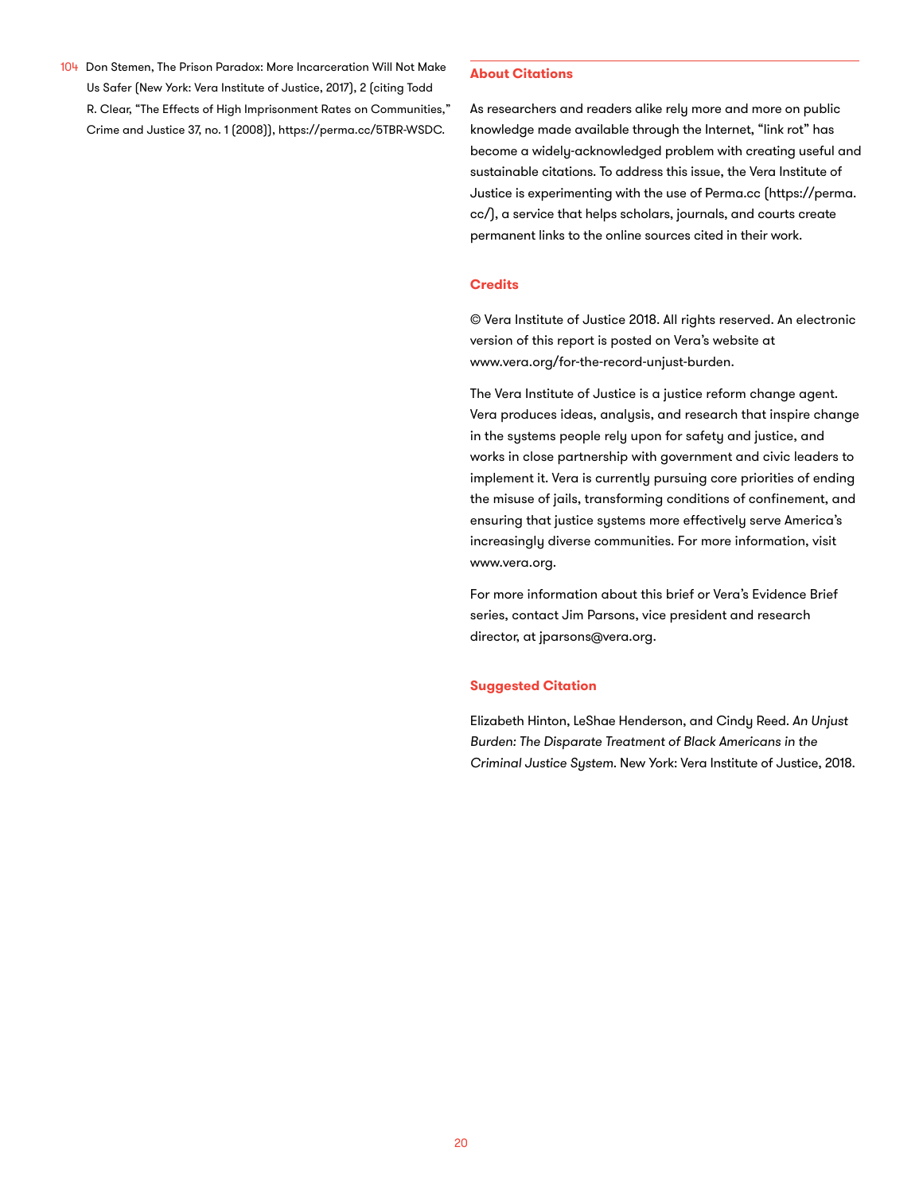104 Don Stemen, The Prison Paradox: More Incarceration Will Not Make Us Safer (New York: Vera Institute of Justice, 2017), 2 (citing Todd R. Clear, "The Effects of High Imprisonment Rates on Communities," Crime and Justice 37, no. 1 (2008)), https://perma.cc/5TBR-WSDC.

### About Citations

As researchers and readers alike rely more and more on public knowledge made available through the Internet, "link rot" has become a widely-acknowledged problem with creating useful and sustainable citations. To address this issue, the Vera Institute of Justice is experimenting with the use of Perma.cc (https://perma.cc/), a service that helps scholars, journals, and courts create permanent links to the online sources cited in their work.

### Credits

© Vera Institute of Justice 2018. All rights reserved. An electronic version of this report is posted on Vera's website at www.vera.org/for-the-record-unjust-burden.

The Vera Institute of Justice is a justice reform change agent. Vera produces ideas, analysis, and research that inspire change in the systems people rely upon for safety and justice, and works in close partnership with government and civic leaders to implement it. Vera is currently pursuing core priorities of ending the misuse of jails, transforming conditions of confinement, and ensuring that justice systems more effectively serve America's increasingly diverse communities. For more information, visit www.vera.org.

For more information about this brief or Vera's Evidence Brief series, contact Jim Parsons, vice president and research director, at jparsons@vera.org.

### Suggested Citation

Elizabeth Hinton, LeShae Henderson, and Cindy Reed. *An Unjust Burden: The Disparate Treatment of Black Americans in the Criminal Justice System*. New York: Vera Institute of Justice, 2018.